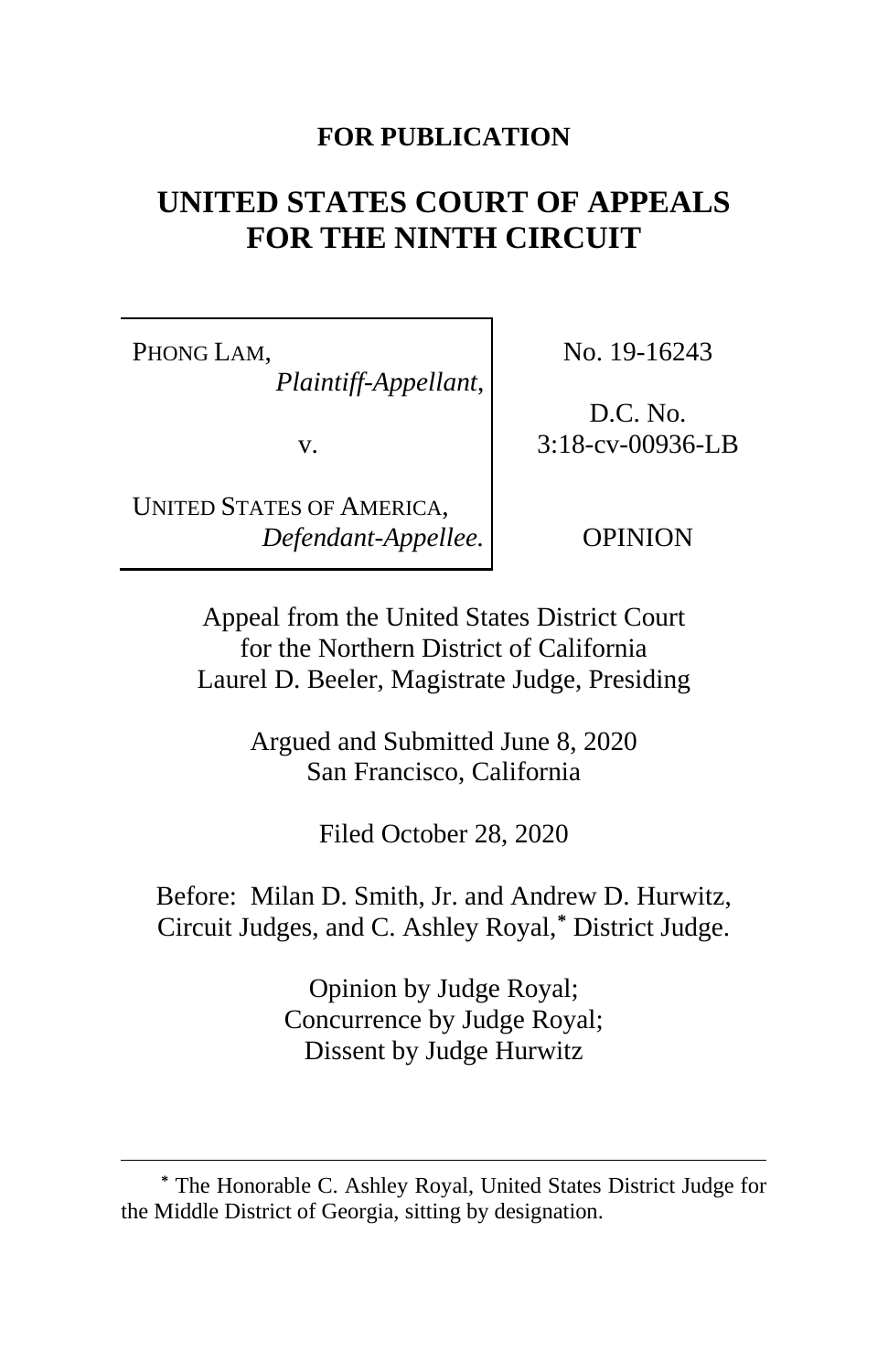**FOR PUBLICATION**

# UNITED STATES COURT OF APPEALS FOR THE NINTH CIRCUIT

PHONG LAM,
*Plaintiff-Appellant*,

v.

UNITED STATES OF AMERICA,
*Defendant-Appellee.*

No. 19-16243

D.C. No.
3:18-cv-00936-LB

OPINION

Appeal from the United States District Court
for the Northern District of California
Laurel D. Beeler, Magistrate Judge, Presiding

Argued and Submitted June 8, 2020
San Francisco, California

Filed October 28, 2020

Before: Milan D. Smith, Jr. and Andrew D. Hurwitz, Circuit Judges, and C. Ashley Royal,* District Judge.

Opinion by Judge Royal;
Concurrence by Judge Royal;
Dissent by Judge Hurwitz

---

* The Honorable C. Ashley Royal, United States District Judge for the Middle District of Georgia, sitting by designation.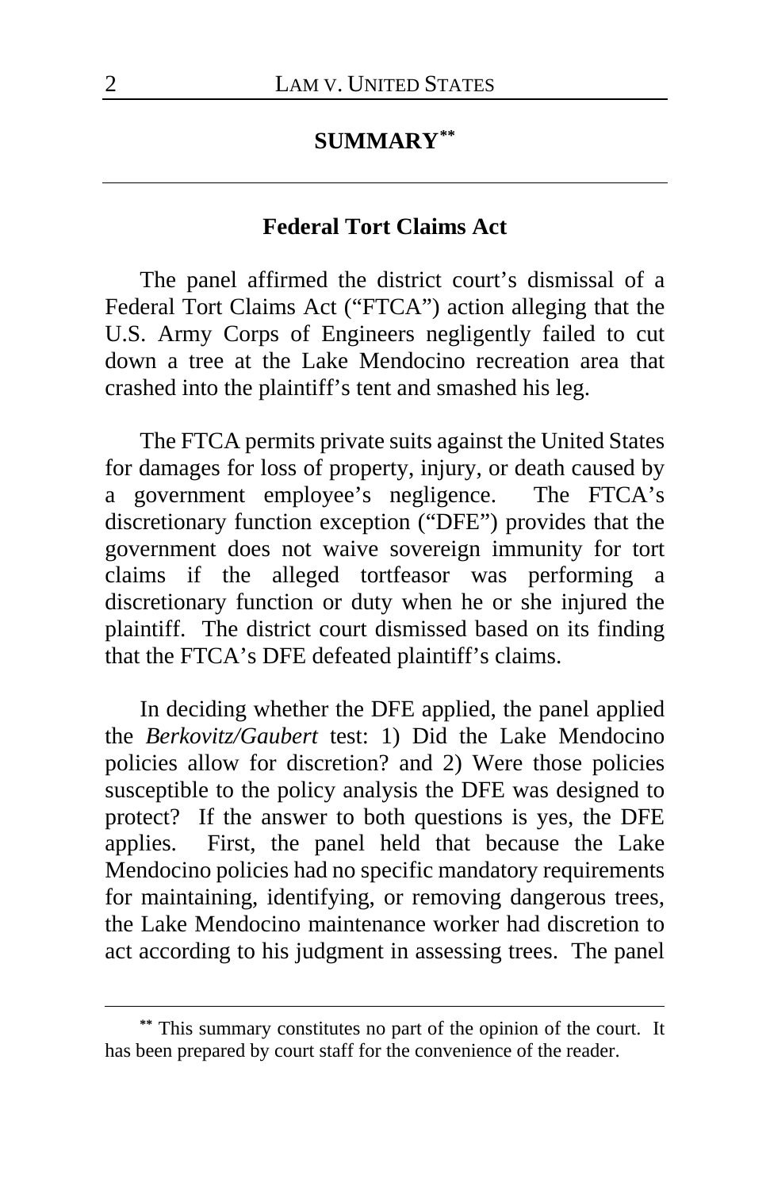## SUMMARY[\*\*]

### Federal Tort Claims Act

The panel affirmed the district court's dismissal of a Federal Tort Claims Act ("FTCA") action alleging that the U.S. Army Corps of Engineers negligently failed to cut down a tree at the Lake Mendocino recreation area that crashed into the plaintiff's tent and smashed his leg.

The FTCA permits private suits against the United States for damages for loss of property, injury, or death caused by a government employee's negligence. The FTCA's discretionary function exception ("DFE") provides that the government does not waive sovereign immunity for tort claims if the alleged tortfeasor was performing a discretionary function or duty when he or she injured the plaintiff. The district court dismissed based on its finding that the FTCA's DFE defeated plaintiff's claims.

In deciding whether the DFE applied, the panel applied the *Berkovitz/Gaubert* test: 1) Did the Lake Mendocino policies allow for discretion? and 2) Were those policies susceptible to the policy analysis the DFE was designed to protect? If the answer to both questions is yes, the DFE applies. First, the panel held that because the Lake Mendocino policies had no specific mandatory requirements for maintaining, identifying, or removing dangerous trees, the Lake Mendocino maintenance worker had discretion to act according to his judgment in assessing trees. The panel

[\*\*] This summary constitutes no part of the opinion of the court. It has been prepared by court staff for the convenience of the reader.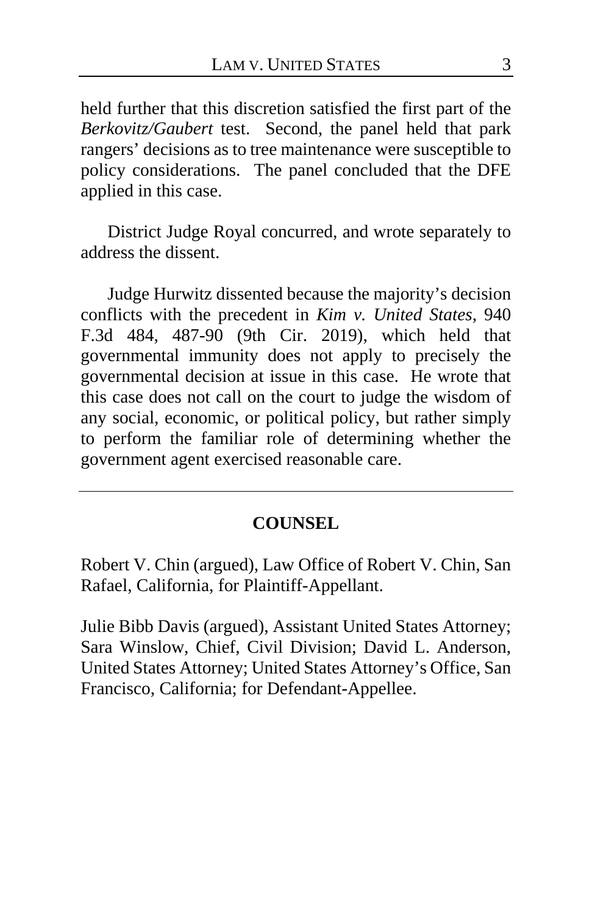held further that this discretion satisfied the first part of the *Berkovitz/Gaubert* test. Second, the panel held that park rangers' decisions as to tree maintenance were susceptible to policy considerations. The panel concluded that the DFE applied in this case.

District Judge Royal concurred, and wrote separately to address the dissent.

Judge Hurwitz dissented because the majority's decision conflicts with the precedent in *Kim v. United States*, 940 F.3d 484, 487-90 (9th Cir. 2019), which held that governmental immunity does not apply to precisely the governmental decision at issue in this case. He wrote that this case does not call on the court to judge the wisdom of any social, economic, or political policy, but rather simply to perform the familiar role of determining whether the government agent exercised reasonable care.

---

## COUNSEL

Robert V. Chin (argued), Law Office of Robert V. Chin, San Rafael, California, for Plaintiff-Appellant.

Julie Bibb Davis (argued), Assistant United States Attorney; Sara Winslow, Chief, Civil Division; David L. Anderson, United States Attorney; United States Attorney's Office, San Francisco, California; for Defendant-Appellee.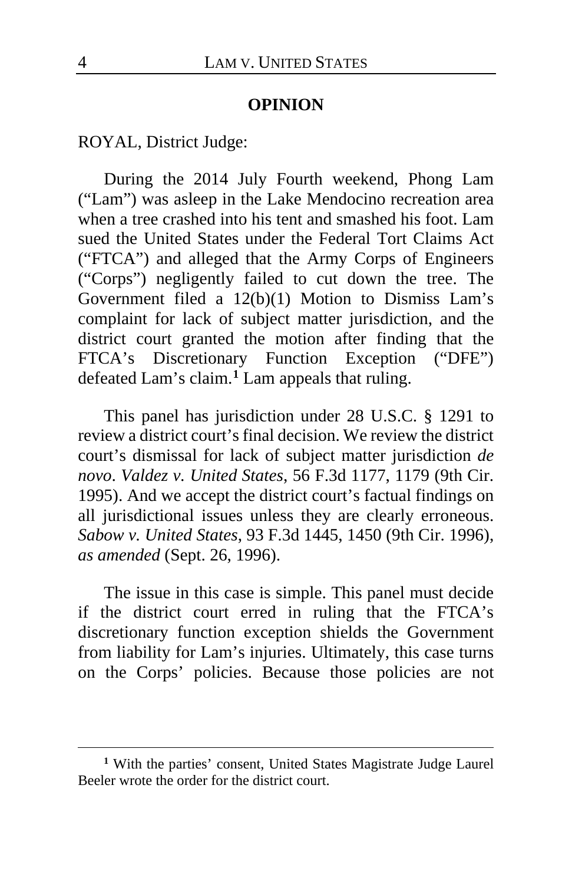## OPINION

ROYAL, District Judge:

During the 2014 July Fourth weekend, Phong Lam ("Lam") was asleep in the Lake Mendocino recreation area when a tree crashed into his tent and smashed his foot. Lam sued the United States under the Federal Tort Claims Act ("FTCA") and alleged that the Army Corps of Engineers ("Corps") negligently failed to cut down the tree. The Government filed a 12(b)(1) Motion to Dismiss Lam's complaint for lack of subject matter jurisdiction, and the district court granted the motion after finding that the FTCA's Discretionary Function Exception ("DFE") defeated Lam's claim.[1] Lam appeals that ruling.

This panel has jurisdiction under 28 U.S.C. § 1291 to review a district court's final decision. We review the district court's dismissal for lack of subject matter jurisdiction *de novo*. *Valdez v. United States*, 56 F.3d 1177, 1179 (9th Cir. 1995). And we accept the district court's factual findings on all jurisdictional issues unless they are clearly erroneous. *Sabow v. United States*, 93 F.3d 1445, 1450 (9th Cir. 1996), *as amended* (Sept. 26, 1996).

The issue in this case is simple. This panel must decide if the district court erred in ruling that the FTCA's discretionary function exception shields the Government from liability for Lam's injuries. Ultimately, this case turns on the Corps' policies. Because those policies are not

---

[1] With the parties' consent, United States Magistrate Judge Laurel Beeler wrote the order for the district court.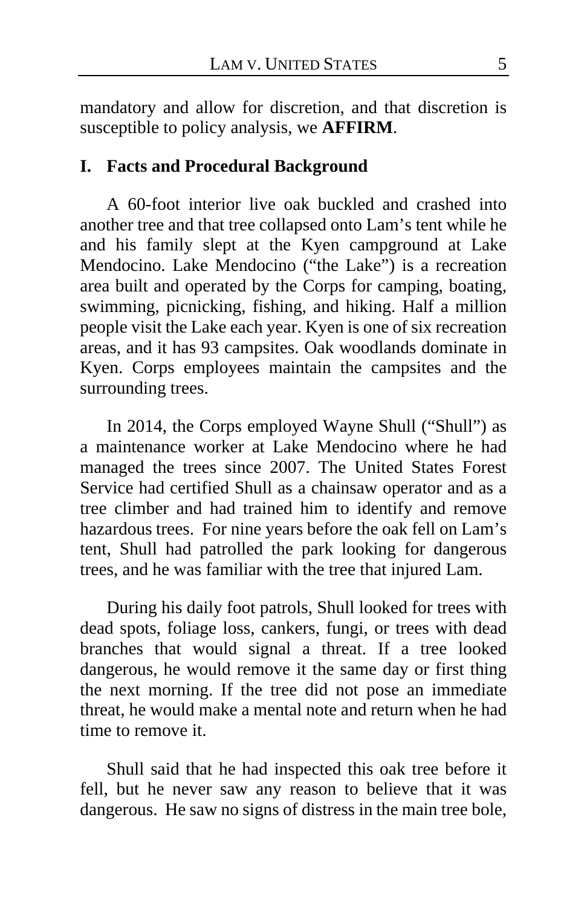mandatory and allow for discretion, and that discretion is susceptible to policy analysis, we **AFFIRM**.

## I. Facts and Procedural Background

A 60-foot interior live oak buckled and crashed into another tree and that tree collapsed onto Lam's tent while he and his family slept at the Kyen campground at Lake Mendocino. Lake Mendocino ("the Lake") is a recreation area built and operated by the Corps for camping, boating, swimming, picnicking, fishing, and hiking. Half a million people visit the Lake each year. Kyen is one of six recreation areas, and it has 93 campsites. Oak woodlands dominate in Kyen. Corps employees maintain the campsites and the surrounding trees.

In 2014, the Corps employed Wayne Shull ("Shull") as a maintenance worker at Lake Mendocino where he had managed the trees since 2007. The United States Forest Service had certified Shull as a chainsaw operator and as a tree climber and had trained him to identify and remove hazardous trees. For nine years before the oak fell on Lam's tent, Shull had patrolled the park looking for dangerous trees, and he was familiar with the tree that injured Lam.

During his daily foot patrols, Shull looked for trees with dead spots, foliage loss, cankers, fungi, or trees with dead branches that would signal a threat. If a tree looked dangerous, he would remove it the same day or first thing the next morning. If the tree did not pose an immediate threat, he would make a mental note and return when he had time to remove it.

Shull said that he had inspected this oak tree before it fell, but he never saw any reason to believe that it was dangerous. He saw no signs of distress in the main tree bole,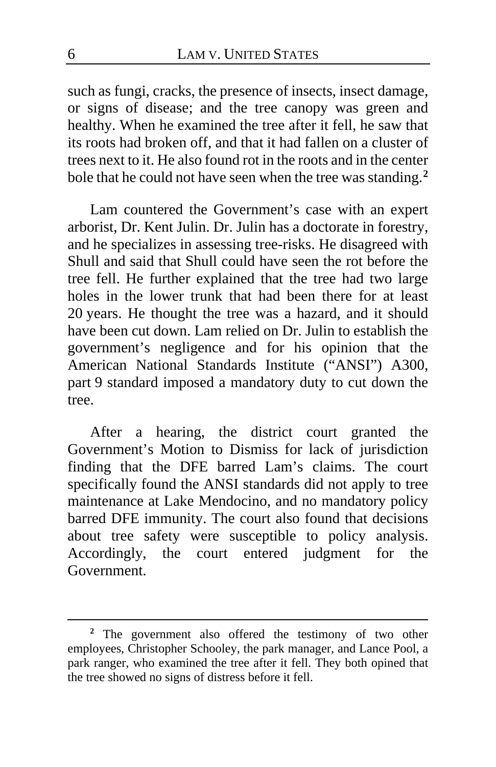such as fungi, cracks, the presence of insects, insect damage, or signs of disease; and the tree canopy was green and healthy. When he examined the tree after it fell, he saw that its roots had broken off, and that it had fallen on a cluster of trees next to it. He also found rot in the roots and in the center bole that he could not have seen when the tree was standing.[2]

Lam countered the Government's case with an expert arborist, Dr. Kent Julin. Dr. Julin has a doctorate in forestry, and he specializes in assessing tree-risks. He disagreed with Shull and said that Shull could have seen the rot before the tree fell. He further explained that the tree had two large holes in the lower trunk that had been there for at least 20 years. He thought the tree was a hazard, and it should have been cut down. Lam relied on Dr. Julin to establish the government's negligence and for his opinion that the American National Standards Institute ("ANSI") A300, part 9 standard imposed a mandatory duty to cut down the tree.

After a hearing, the district court granted the Government's Motion to Dismiss for lack of jurisdiction finding that the DFE barred Lam's claims. The court specifically found the ANSI standards did not apply to tree maintenance at Lake Mendocino, and no mandatory policy barred DFE immunity. The court also found that decisions about tree safety were susceptible to policy analysis. Accordingly, the court entered judgment for the Government.

[2] The government also offered the testimony of two other employees, Christopher Schooley, the park manager, and Lance Pool, a park ranger, who examined the tree after it fell. They both opined that the tree showed no signs of distress before it fell.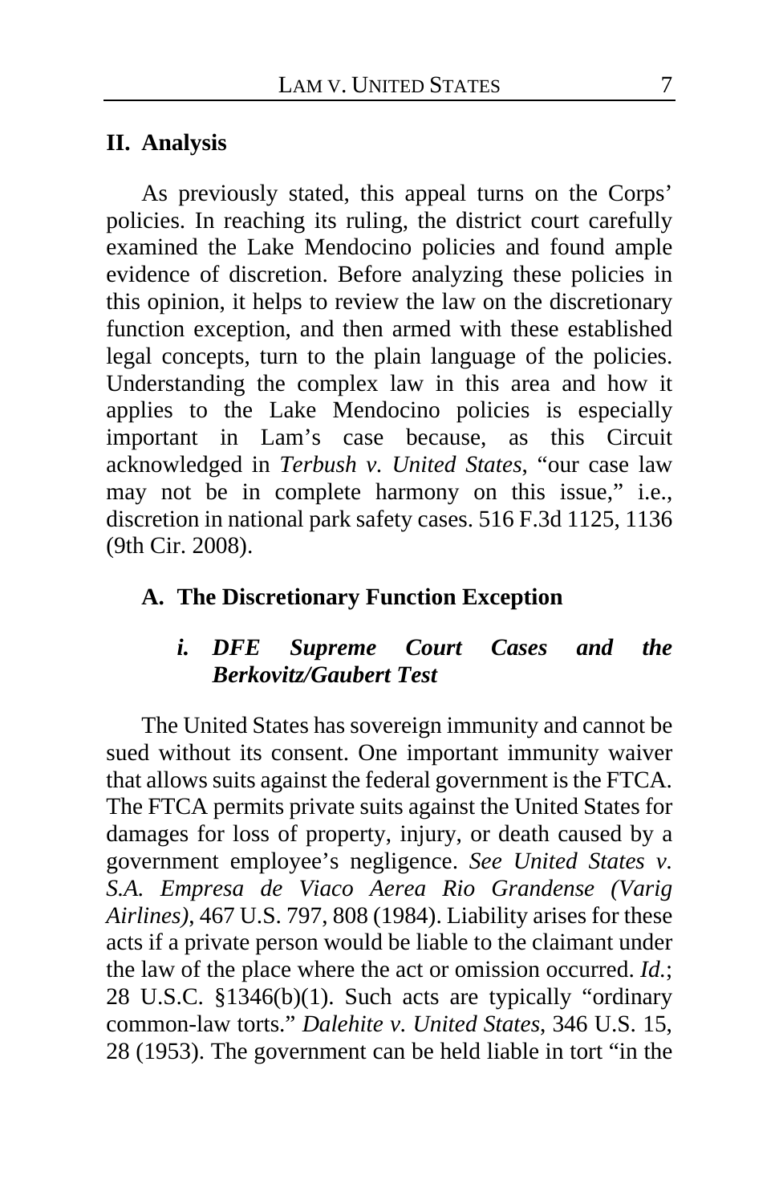## II. Analysis

As previously stated, this appeal turns on the Corps' policies. In reaching its ruling, the district court carefully examined the Lake Mendocino policies and found ample evidence of discretion. Before analyzing these policies in this opinion, it helps to review the law on the discretionary function exception, and then armed with these established legal concepts, turn to the plain language of the policies. Understanding the complex law in this area and how it applies to the Lake Mendocino policies is especially important in Lam's case because, as this Circuit acknowledged in *Terbush v. United States*, "our case law may not be in complete harmony on this issue," i.e., discretion in national park safety cases. 516 F.3d 1125, 1136 (9th Cir. 2008).

### A. The Discretionary Function Exception

#### *i. DFE Supreme Court Cases and the Berkovitz/Gaubert Test*

The United States has sovereign immunity and cannot be sued without its consent. One important immunity waiver that allows suits against the federal government is the FTCA. The FTCA permits private suits against the United States for damages for loss of property, injury, or death caused by a government employee's negligence. *See United States v. S.A. Empresa de Viaco Aerea Rio Grandense (Varig Airlines)*, 467 U.S. 797, 808 (1984). Liability arises for these acts if a private person would be liable to the claimant under the law of the place where the act or omission occurred. *Id.*; 28 U.S.C. §1346(b)(1). Such acts are typically "ordinary common-law torts." *Dalehite v. United States*, 346 U.S. 15, 28 (1953). The government can be held liable in tort "in the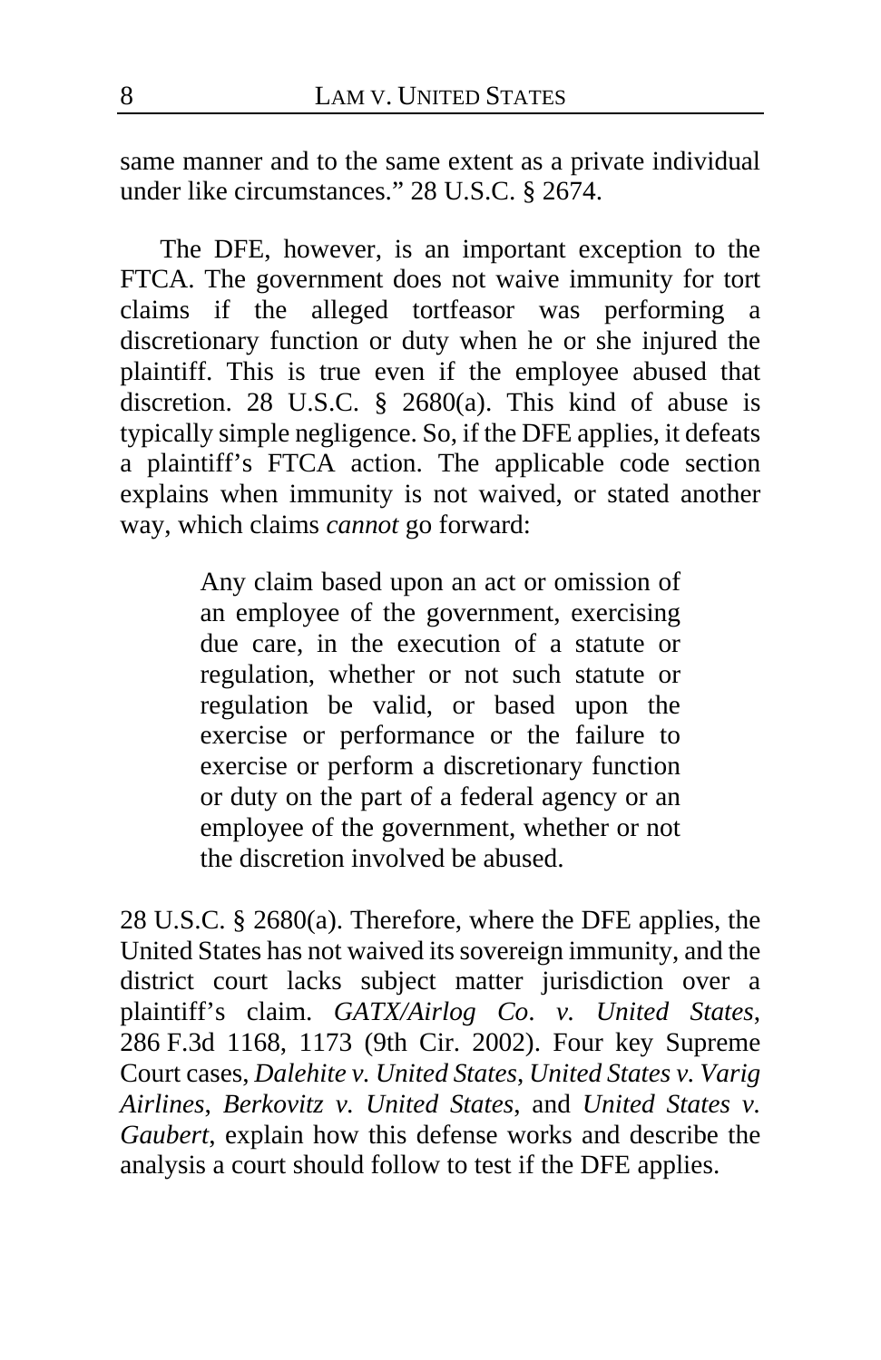same manner and to the same extent as a private individual under like circumstances." 28 U.S.C. § 2674.

The DFE, however, is an important exception to the FTCA. The government does not waive immunity for tort claims if the alleged tortfeasor was performing a discretionary function or duty when he or she injured the plaintiff. This is true even if the employee abused that discretion. 28 U.S.C. § 2680(a). This kind of abuse is typically simple negligence. So, if the DFE applies, it defeats a plaintiff's FTCA action. The applicable code section explains when immunity is not waived, or stated another way, which claims *cannot* go forward:

> Any claim based upon an act or omission of an employee of the government, exercising due care, in the execution of a statute or regulation, whether or not such statute or regulation be valid, or based upon the exercise or performance or the failure to exercise or perform a discretionary function or duty on the part of a federal agency or an employee of the government, whether or not the discretion involved be abused.

28 U.S.C. § 2680(a). Therefore, where the DFE applies, the United States has not waived its sovereign immunity, and the district court lacks subject matter jurisdiction over a plaintiff's claim. *GATX/Airlog Co. v. United States*, 286 F.3d 1168, 1173 (9th Cir. 2002). Four key Supreme Court cases, *Dalehite v. United States*, *United States v. Varig Airlines*, *Berkovitz v. United States*, and *United States v. Gaubert*, explain how this defense works and describe the analysis a court should follow to test if the DFE applies.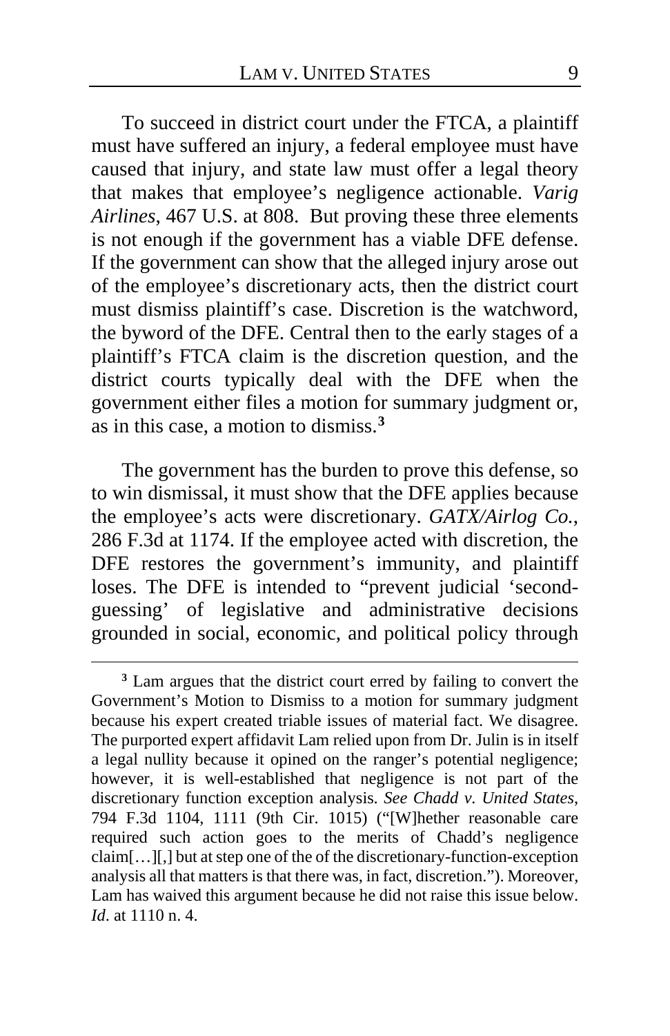To succeed in district court under the FTCA, a plaintiff must have suffered an injury, a federal employee must have caused that injury, and state law must offer a legal theory that makes that employee's negligence actionable. *Varig Airlines*, 467 U.S. at 808. But proving these three elements is not enough if the government has a viable DFE defense. If the government can show that the alleged injury arose out of the employee's discretionary acts, then the district court must dismiss plaintiff's case. Discretion is the watchword, the byword of the DFE. Central then to the early stages of a plaintiff's FTCA claim is the discretion question, and the district courts typically deal with the DFE when the government either files a motion for summary judgment or, as in this case, a motion to dismiss.[3]

The government has the burden to prove this defense, so to win dismissal, it must show that the DFE applies because the employee's acts were discretionary. *GATX/Airlog Co.*, 286 F.3d at 1174. If the employee acted with discretion, the DFE restores the government's immunity, and plaintiff loses. The DFE is intended to "prevent judicial 'second-guessing' of legislative and administrative decisions grounded in social, economic, and political policy through

---

[3] Lam argues that the district court erred by failing to convert the Government's Motion to Dismiss to a motion for summary judgment because his expert created triable issues of material fact. We disagree. The purported expert affidavit Lam relied upon from Dr. Julin is in itself a legal nullity because it opined on the ranger's potential negligence; however, it is well-established that negligence is not part of the discretionary function exception analysis. *See Chadd v. United States*, 794 F.3d 1104, 1111 (9th Cir. 1015) ("[W]hether reasonable care required such action goes to the merits of Chadd's negligence claim[…][,] but at step one of the of the discretionary-function-exception analysis all that matters is that there was, in fact, discretion."). Moreover, Lam has waived this argument because he did not raise this issue below. *Id.* at 1110 n. 4.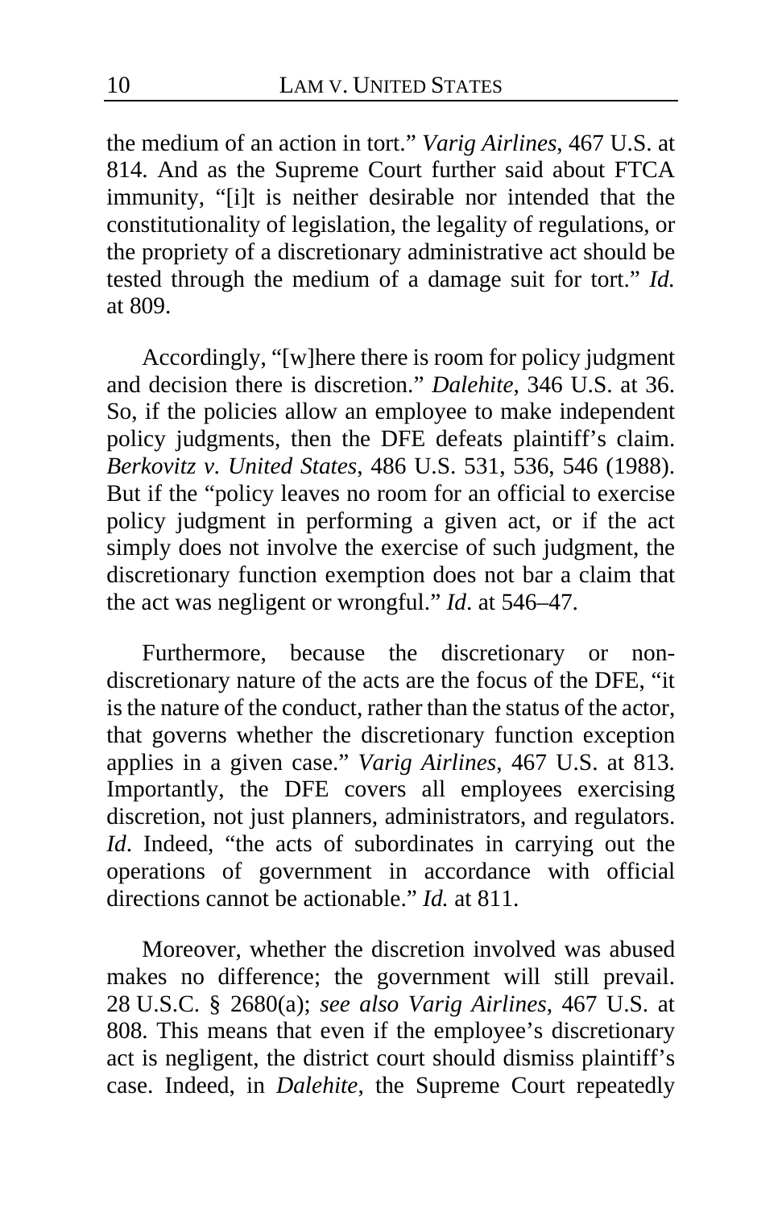the medium of an action in tort." *Varig Airlines*, 467 U.S. at 814. And as the Supreme Court further said about FTCA immunity, "[i]t is neither desirable nor intended that the constitutionality of legislation, the legality of regulations, or the propriety of a discretionary administrative act should be tested through the medium of a damage suit for tort." *Id.* at 809.

Accordingly, "[w]here there is room for policy judgment and decision there is discretion." *Dalehite*, 346 U.S. at 36. So, if the policies allow an employee to make independent policy judgments, then the DFE defeats plaintiff's claim. *Berkovitz v. United States*, 486 U.S. 531, 536, 546 (1988). But if the "policy leaves no room for an official to exercise policy judgment in performing a given act, or if the act simply does not involve the exercise of such judgment, the discretionary function exemption does not bar a claim that the act was negligent or wrongful." *Id*. at 546–47.

Furthermore, because the discretionary or non-discretionary nature of the acts are the focus of the DFE, "it is the nature of the conduct, rather than the status of the actor, that governs whether the discretionary function exception applies in a given case." *Varig Airlines*, 467 U.S. at 813. Importantly, the DFE covers all employees exercising discretion, not just planners, administrators, and regulators. *Id*. Indeed, "the acts of subordinates in carrying out the operations of government in accordance with official directions cannot be actionable." *Id.* at 811.

Moreover, whether the discretion involved was abused makes no difference; the government will still prevail. 28 U.S.C. § 2680(a); *see also Varig Airlines*, 467 U.S. at 808. This means that even if the employee's discretionary act is negligent, the district court should dismiss plaintiff's case. Indeed, in *Dalehite*, the Supreme Court repeatedly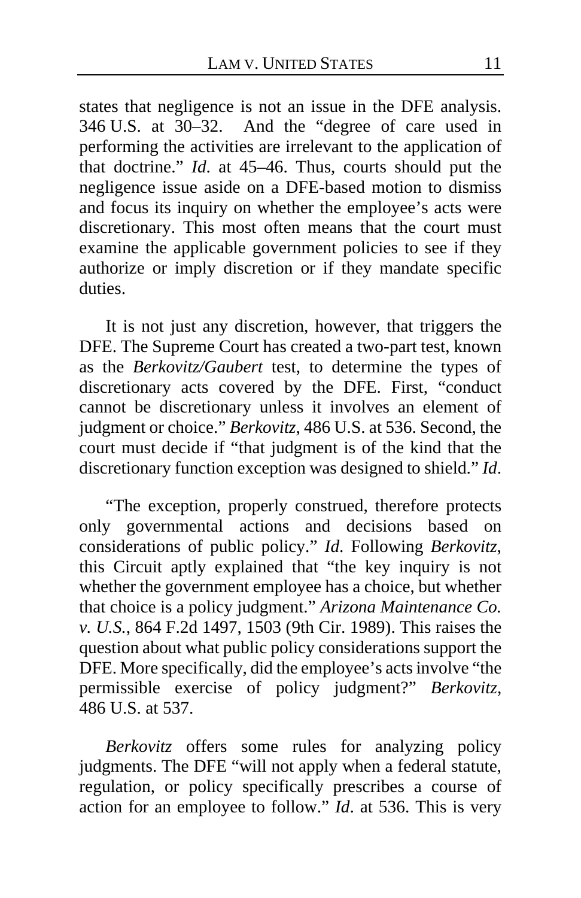states that negligence is not an issue in the DFE analysis. 346 U.S. at 30–32. And the "degree of care used in performing the activities are irrelevant to the application of that doctrine." *Id*. at 45–46. Thus, courts should put the negligence issue aside on a DFE-based motion to dismiss and focus its inquiry on whether the employee's acts were discretionary. This most often means that the court must examine the applicable government policies to see if they authorize or imply discretion or if they mandate specific duties.

It is not just any discretion, however, that triggers the DFE. The Supreme Court has created a two-part test, known as the *Berkovitz/Gaubert* test, to determine the types of discretionary acts covered by the DFE. First, "conduct cannot be discretionary unless it involves an element of judgment or choice." *Berkovitz*, 486 U.S. at 536. Second, the court must decide if "that judgment is of the kind that the discretionary function exception was designed to shield." *Id*.

"The exception, properly construed, therefore protects only governmental actions and decisions based on considerations of public policy." *Id*. Following *Berkovitz*, this Circuit aptly explained that "the key inquiry is not whether the government employee has a choice, but whether that choice is a policy judgment." *Arizona Maintenance Co. v. U.S.*, 864 F.2d 1497, 1503 (9th Cir. 1989). This raises the question about what public policy considerations support the DFE. More specifically, did the employee's acts involve "the permissible exercise of policy judgment?" *Berkovitz*, 486 U.S. at 537.

*Berkovitz* offers some rules for analyzing policy judgments. The DFE "will not apply when a federal statute, regulation, or policy specifically prescribes a course of action for an employee to follow." *Id*. at 536. This is very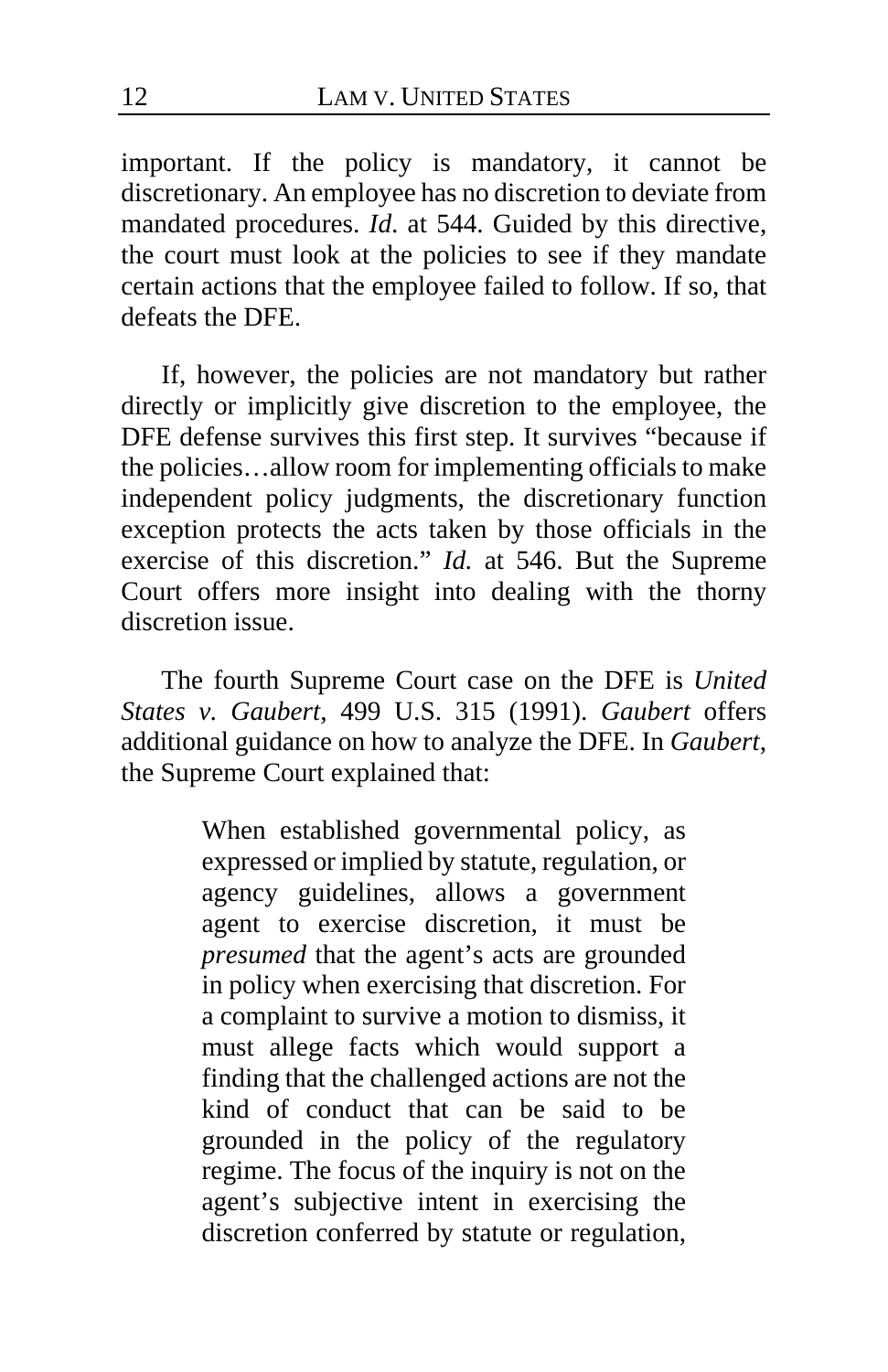important. If the policy is mandatory, it cannot be discretionary. An employee has no discretion to deviate from mandated procedures. *Id*. at 544. Guided by this directive, the court must look at the policies to see if they mandate certain actions that the employee failed to follow. If so, that defeats the DFE.

If, however, the policies are not mandatory but rather directly or implicitly give discretion to the employee, the DFE defense survives this first step. It survives "because if the policies…allow room for implementing officials to make independent policy judgments, the discretionary function exception protects the acts taken by those officials in the exercise of this discretion." *Id.* at 546. But the Supreme Court offers more insight into dealing with the thorny discretion issue.

The fourth Supreme Court case on the DFE is *United States v. Gaubert*, 499 U.S. 315 (1991). *Gaubert* offers additional guidance on how to analyze the DFE. In *Gaubert*, the Supreme Court explained that:

> When established governmental policy, as expressed or implied by statute, regulation, or agency guidelines, allows a government agent to exercise discretion, it must be *presumed* that the agent's acts are grounded in policy when exercising that discretion. For a complaint to survive a motion to dismiss, it must allege facts which would support a finding that the challenged actions are not the kind of conduct that can be said to be grounded in the policy of the regulatory regime. The focus of the inquiry is not on the agent's subjective intent in exercising the discretion conferred by statute or regulation,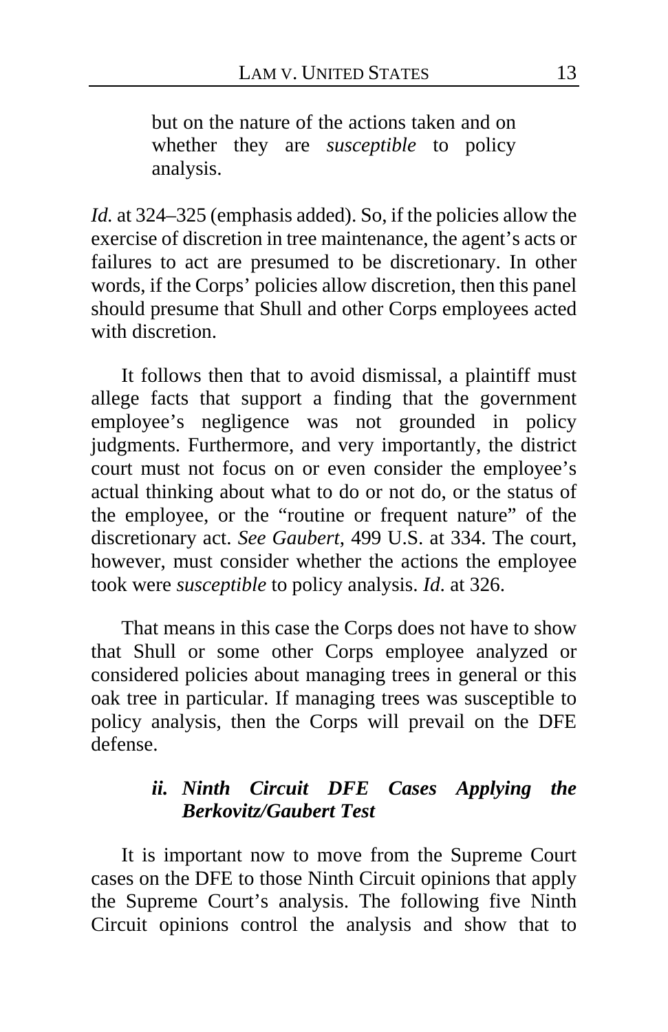> but on the nature of the actions taken and on whether they are *susceptible* to policy analysis.

*Id.* at 324–325 (emphasis added). So, if the policies allow the exercise of discretion in tree maintenance, the agent's acts or failures to act are presumed to be discretionary. In other words, if the Corps' policies allow discretion, then this panel should presume that Shull and other Corps employees acted with discretion.

It follows then that to avoid dismissal, a plaintiff must allege facts that support a finding that the government employee's negligence was not grounded in policy judgments. Furthermore, and very importantly, the district court must not focus on or even consider the employee's actual thinking about what to do or not do, or the status of the employee, or the "routine or frequent nature" of the discretionary act. *See Gaubert*, 499 U.S. at 334. The court, however, must consider whether the actions the employee took were *susceptible* to policy analysis. *Id*. at 326.

That means in this case the Corps does not have to show that Shull or some other Corps employee analyzed or considered policies about managing trees in general or this oak tree in particular. If managing trees was susceptible to policy analysis, then the Corps will prevail on the DFE defense.

### *ii. Ninth Circuit DFE Cases Applying the Berkovitz/Gaubert Test*

It is important now to move from the Supreme Court cases on the DFE to those Ninth Circuit opinions that apply the Supreme Court's analysis. The following five Ninth Circuit opinions control the analysis and show that to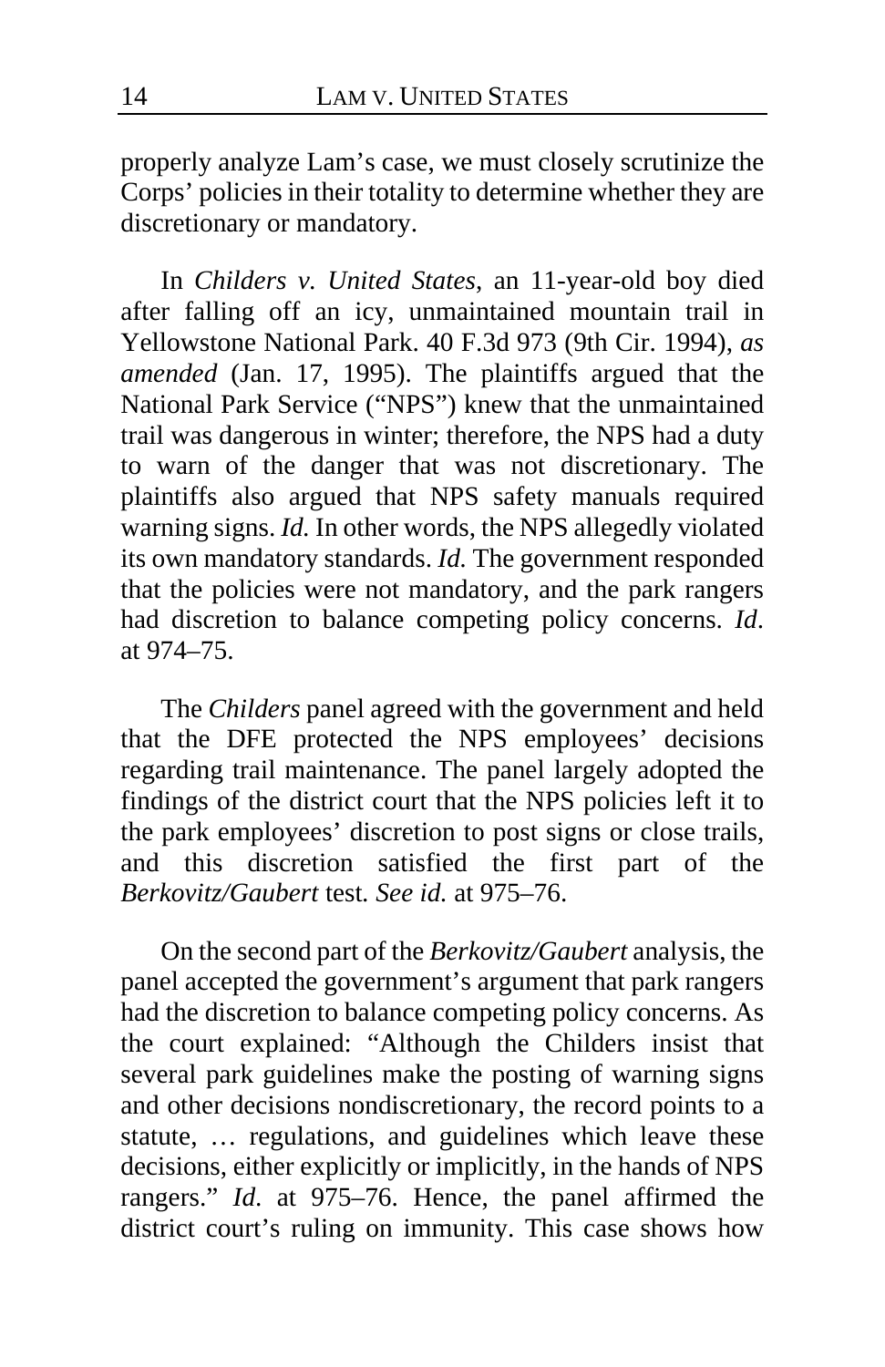properly analyze Lam's case, we must closely scrutinize the Corps' policies in their totality to determine whether they are discretionary or mandatory.

In *Childers v. United States*, an 11-year-old boy died after falling off an icy, unmaintained mountain trail in Yellowstone National Park. 40 F.3d 973 (9th Cir. 1994), *as amended* (Jan. 17, 1995). The plaintiffs argued that the National Park Service ("NPS") knew that the unmaintained trail was dangerous in winter; therefore, the NPS had a duty to warn of the danger that was not discretionary. The plaintiffs also argued that NPS safety manuals required warning signs. *Id.* In other words, the NPS allegedly violated its own mandatory standards. *Id.* The government responded that the policies were not mandatory, and the park rangers had discretion to balance competing policy concerns. *Id*. at 974–75.

The *Childers* panel agreed with the government and held that the DFE protected the NPS employees' decisions regarding trail maintenance. The panel largely adopted the findings of the district court that the NPS policies left it to the park employees' discretion to post signs or close trails, and this discretion satisfied the first part of the *Berkovitz/Gaubert* test. *See id.* at 975–76.

On the second part of the *Berkovitz/Gaubert* analysis, the panel accepted the government's argument that park rangers had the discretion to balance competing policy concerns. As the court explained: "Although the Childers insist that several park guidelines make the posting of warning signs and other decisions nondiscretionary, the record points to a statute, … regulations, and guidelines which leave these decisions, either explicitly or implicitly, in the hands of NPS rangers." *Id*. at 975–76. Hence, the panel affirmed the district court's ruling on immunity. This case shows how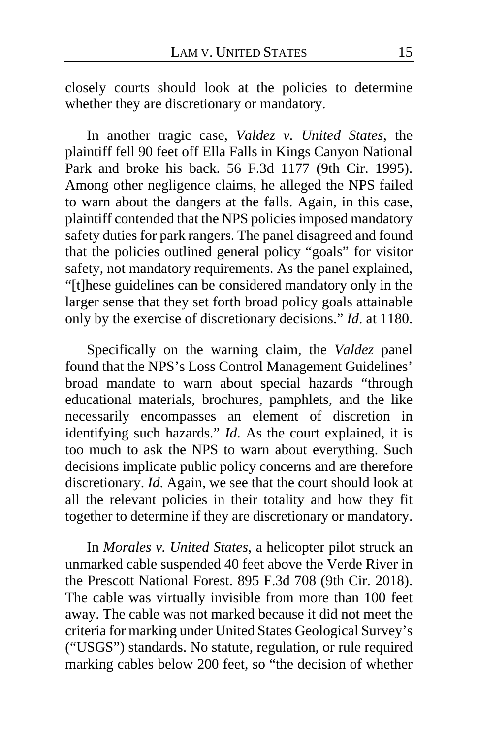closely courts should look at the policies to determine whether they are discretionary or mandatory.

In another tragic case, *Valdez v. United States*, the plaintiff fell 90 feet off Ella Falls in Kings Canyon National Park and broke his back. 56 F.3d 1177 (9th Cir. 1995). Among other negligence claims, he alleged the NPS failed to warn about the dangers at the falls. Again, in this case, plaintiff contended that the NPS policies imposed mandatory safety duties for park rangers. The panel disagreed and found that the policies outlined general policy "goals" for visitor safety, not mandatory requirements. As the panel explained, "[t]hese guidelines can be considered mandatory only in the larger sense that they set forth broad policy goals attainable only by the exercise of discretionary decisions." *Id*. at 1180.

Specifically on the warning claim, the *Valdez* panel found that the NPS's Loss Control Management Guidelines' broad mandate to warn about special hazards "through educational materials, brochures, pamphlets, and the like necessarily encompasses an element of discretion in identifying such hazards." *Id*. As the court explained, it is too much to ask the NPS to warn about everything. Such decisions implicate public policy concerns and are therefore discretionary. *Id*. Again, we see that the court should look at all the relevant policies in their totality and how they fit together to determine if they are discretionary or mandatory.

In *Morales v. United States*, a helicopter pilot struck an unmarked cable suspended 40 feet above the Verde River in the Prescott National Forest. 895 F.3d 708 (9th Cir. 2018). The cable was virtually invisible from more than 100 feet away. The cable was not marked because it did not meet the criteria for marking under United States Geological Survey's ("USGS") standards. No statute, regulation, or rule required marking cables below 200 feet, so "the decision of whether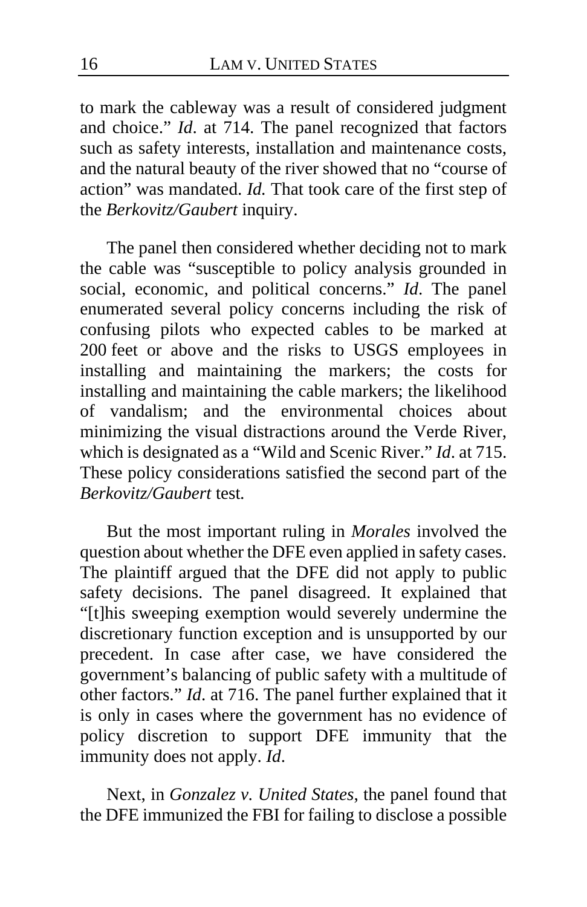to mark the cableway was a result of considered judgment and choice." *Id*. at 714. The panel recognized that factors such as safety interests, installation and maintenance costs, and the natural beauty of the river showed that no "course of action" was mandated. *Id.* That took care of the first step of the *Berkovitz/Gaubert* inquiry.

The panel then considered whether deciding not to mark the cable was "susceptible to policy analysis grounded in social, economic, and political concerns." *Id*. The panel enumerated several policy concerns including the risk of confusing pilots who expected cables to be marked at 200 feet or above and the risks to USGS employees in installing and maintaining the markers; the costs for installing and maintaining the cable markers; the likelihood of vandalism; and the environmental choices about minimizing the visual distractions around the Verde River, which is designated as a "Wild and Scenic River." *Id*. at 715. These policy considerations satisfied the second part of the *Berkovitz/Gaubert* test*.*

But the most important ruling in *Morales* involved the question about whether the DFE even applied in safety cases. The plaintiff argued that the DFE did not apply to public safety decisions. The panel disagreed. It explained that "[t]his sweeping exemption would severely undermine the discretionary function exception and is unsupported by our precedent. In case after case, we have considered the government's balancing of public safety with a multitude of other factors." *Id*. at 716. The panel further explained that it is only in cases where the government has no evidence of policy discretion to support DFE immunity that the immunity does not apply. *Id*.

Next, in *Gonzalez v. United States*, the panel found that the DFE immunized the FBI for failing to disclose a possible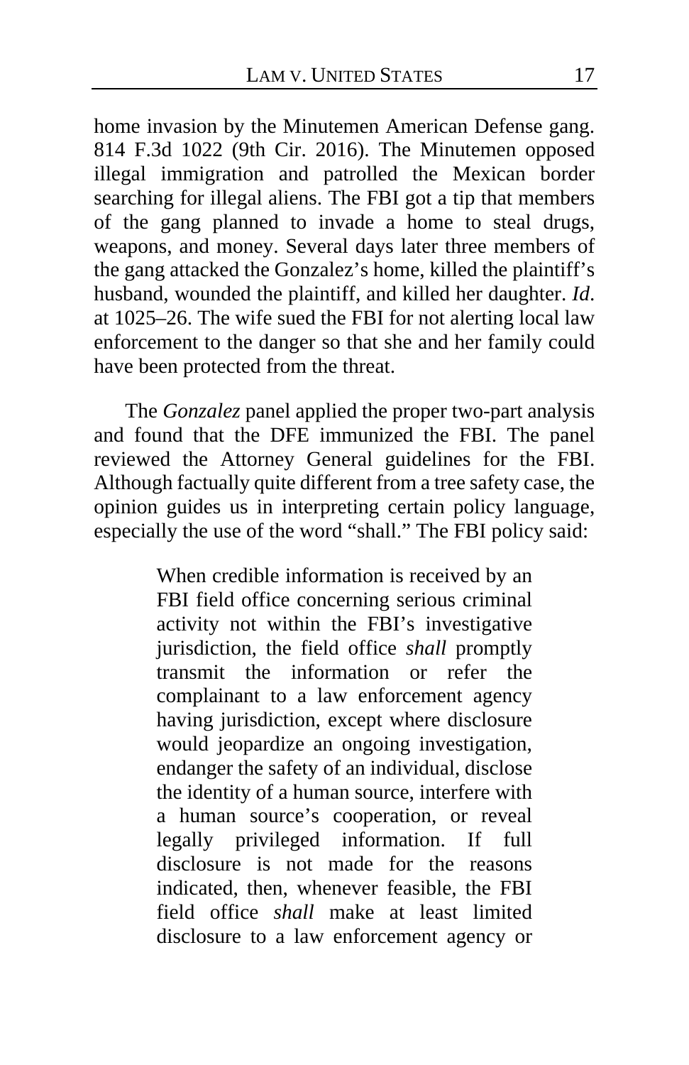home invasion by the Minutemen American Defense gang. 814 F.3d 1022 (9th Cir. 2016). The Minutemen opposed illegal immigration and patrolled the Mexican border searching for illegal aliens. The FBI got a tip that members of the gang planned to invade a home to steal drugs, weapons, and money. Several days later three members of the gang attacked the Gonzalez's home, killed the plaintiff's husband, wounded the plaintiff, and killed her daughter. *Id*. at 1025–26. The wife sued the FBI for not alerting local law enforcement to the danger so that she and her family could have been protected from the threat.

The *Gonzalez* panel applied the proper two-part analysis and found that the DFE immunized the FBI. The panel reviewed the Attorney General guidelines for the FBI. Although factually quite different from a tree safety case, the opinion guides us in interpreting certain policy language, especially the use of the word "shall." The FBI policy said:

> When credible information is received by an FBI field office concerning serious criminal activity not within the FBI's investigative jurisdiction, the field office *shall* promptly transmit the information or refer the complainant to a law enforcement agency having jurisdiction, except where disclosure would jeopardize an ongoing investigation, endanger the safety of an individual, disclose the identity of a human source, interfere with a human source's cooperation, or reveal legally privileged information. If full disclosure is not made for the reasons indicated, then, whenever feasible, the FBI field office *shall* make at least limited disclosure to a law enforcement agency or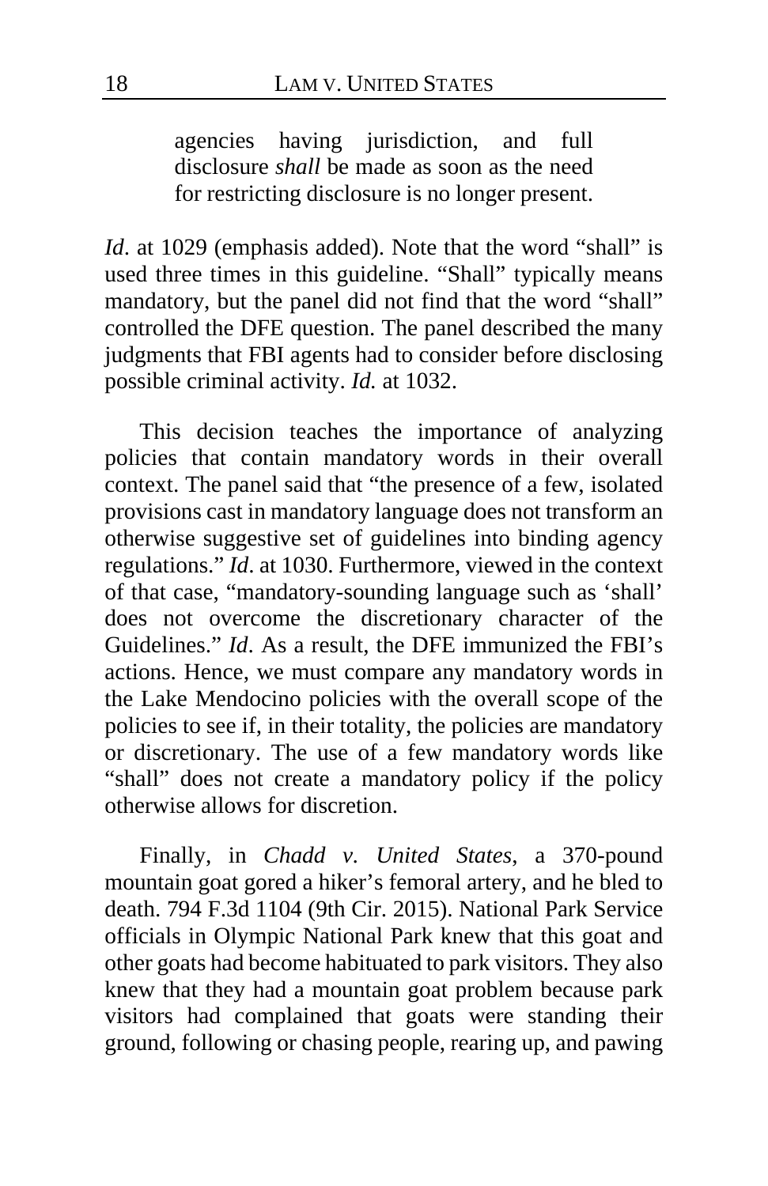> agencies having jurisdiction, and full disclosure *shall* be made as soon as the need for restricting disclosure is no longer present.

*Id*. at 1029 (emphasis added). Note that the word "shall" is used three times in this guideline. "Shall" typically means mandatory, but the panel did not find that the word "shall" controlled the DFE question. The panel described the many judgments that FBI agents had to consider before disclosing possible criminal activity. *Id.* at 1032.

This decision teaches the importance of analyzing policies that contain mandatory words in their overall context. The panel said that "the presence of a few, isolated provisions cast in mandatory language does not transform an otherwise suggestive set of guidelines into binding agency regulations." *Id*. at 1030. Furthermore, viewed in the context of that case, "mandatory-sounding language such as 'shall' does not overcome the discretionary character of the Guidelines." *Id*. As a result, the DFE immunized the FBI's actions. Hence, we must compare any mandatory words in the Lake Mendocino policies with the overall scope of the policies to see if, in their totality, the policies are mandatory or discretionary. The use of a few mandatory words like "shall" does not create a mandatory policy if the policy otherwise allows for discretion.

Finally, in *Chadd v. United States*, a 370-pound mountain goat gored a hiker's femoral artery, and he bled to death. 794 F.3d 1104 (9th Cir. 2015). National Park Service officials in Olympic National Park knew that this goat and other goats had become habituated to park visitors. They also knew that they had a mountain goat problem because park visitors had complained that goats were standing their ground, following or chasing people, rearing up, and pawing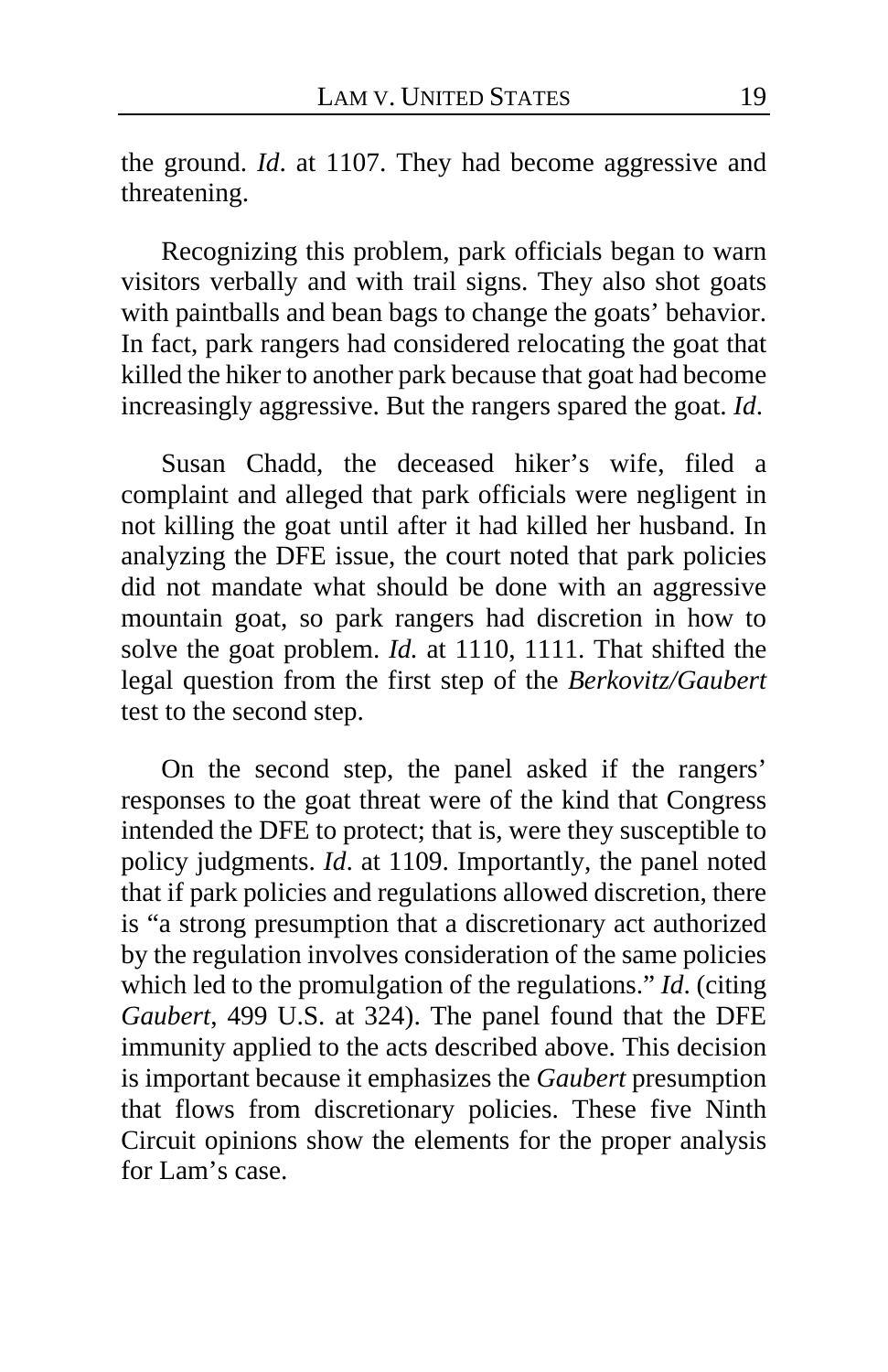the ground. *Id*. at 1107. They had become aggressive and threatening.

Recognizing this problem, park officials began to warn visitors verbally and with trail signs. They also shot goats with paintballs and bean bags to change the goats' behavior. In fact, park rangers had considered relocating the goat that killed the hiker to another park because that goat had become increasingly aggressive. But the rangers spared the goat. *Id*.

Susan Chadd, the deceased hiker's wife, filed a complaint and alleged that park officials were negligent in not killing the goat until after it had killed her husband. In analyzing the DFE issue, the court noted that park policies did not mandate what should be done with an aggressive mountain goat, so park rangers had discretion in how to solve the goat problem. *Id.* at 1110, 1111. That shifted the legal question from the first step of the *Berkovitz/Gaubert* test to the second step.

On the second step, the panel asked if the rangers' responses to the goat threat were of the kind that Congress intended the DFE to protect; that is, were they susceptible to policy judgments. *Id*. at 1109. Importantly, the panel noted that if park policies and regulations allowed discretion, there is "a strong presumption that a discretionary act authorized by the regulation involves consideration of the same policies which led to the promulgation of the regulations." *Id*. (citing *Gaubert*, 499 U.S. at 324). The panel found that the DFE immunity applied to the acts described above. This decision is important because it emphasizes the *Gaubert* presumption that flows from discretionary policies. These five Ninth Circuit opinions show the elements for the proper analysis for Lam's case.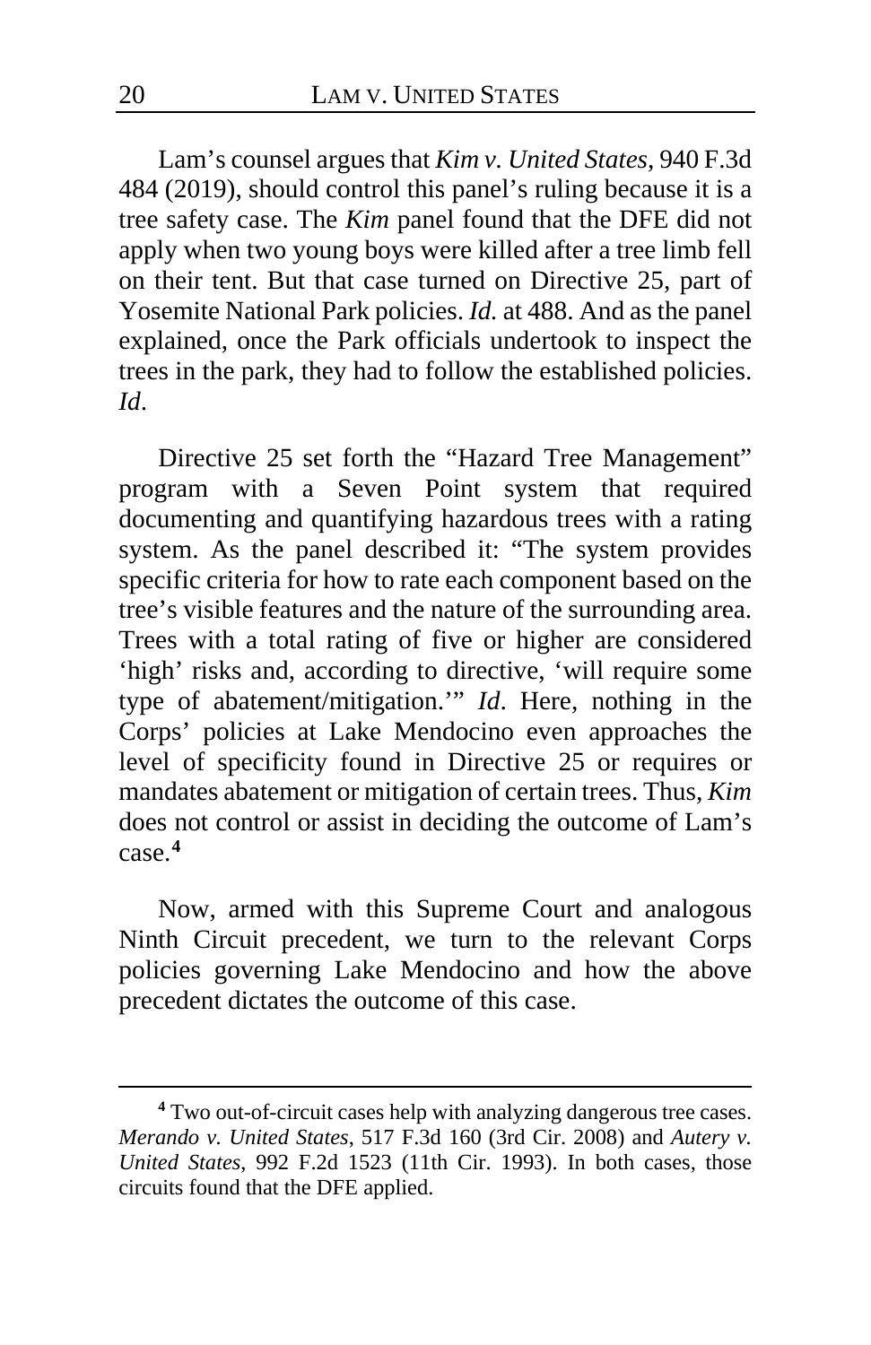Lam's counsel argues that *Kim v. United States*, 940 F.3d 484 (2019), should control this panel's ruling because it is a tree safety case. The *Kim* panel found that the DFE did not apply when two young boys were killed after a tree limb fell on their tent. But that case turned on Directive 25, part of Yosemite National Park policies. *Id.* at 488. And as the panel explained, once the Park officials undertook to inspect the trees in the park, they had to follow the established policies. *Id*.

Directive 25 set forth the "Hazard Tree Management" program with a Seven Point system that required documenting and quantifying hazardous trees with a rating system. As the panel described it: "The system provides specific criteria for how to rate each component based on the tree's visible features and the nature of the surrounding area. Trees with a total rating of five or higher are considered 'high' risks and, according to directive, 'will require some type of abatement/mitigation.'" *Id*. Here, nothing in the Corps' policies at Lake Mendocino even approaches the level of specificity found in Directive 25 or requires or mandates abatement or mitigation of certain trees. Thus, *Kim* does not control or assist in deciding the outcome of Lam's case.[4]

Now, armed with this Supreme Court and analogous Ninth Circuit precedent, we turn to the relevant Corps policies governing Lake Mendocino and how the above precedent dictates the outcome of this case.

[4] Two out-of-circuit cases help with analyzing dangerous tree cases. *Merando v. United States*, 517 F.3d 160 (3rd Cir. 2008) and *Autery v. United States*, 992 F.2d 1523 (11th Cir. 1993). In both cases, those circuits found that the DFE applied.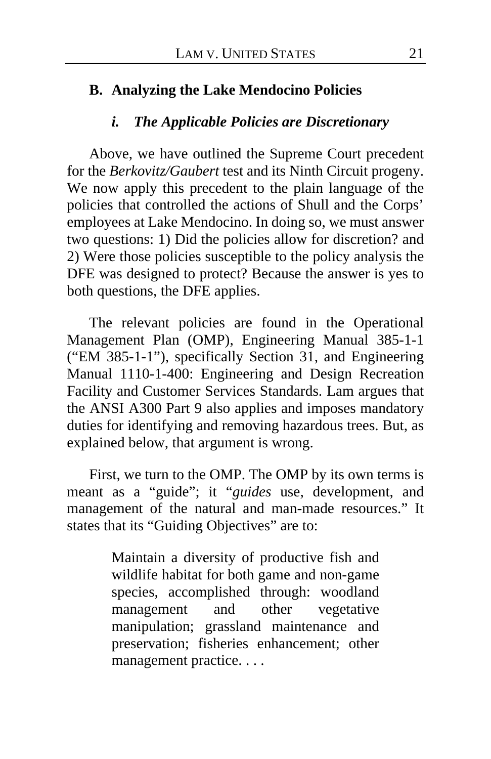## B. Analyzing the Lake Mendocino Policies

### *i. The Applicable Policies are Discretionary*

Above, we have outlined the Supreme Court precedent for the *Berkovitz/Gaubert* test and its Ninth Circuit progeny. We now apply this precedent to the plain language of the policies that controlled the actions of Shull and the Corps' employees at Lake Mendocino. In doing so, we must answer two questions: 1) Did the policies allow for discretion? and 2) Were those policies susceptible to the policy analysis the DFE was designed to protect? Because the answer is yes to both questions, the DFE applies.

The relevant policies are found in the Operational Management Plan (OMP), Engineering Manual 385-1-1 ("EM 385-1-1"), specifically Section 31, and Engineering Manual 1110-1-400: Engineering and Design Recreation Facility and Customer Services Standards. Lam argues that the ANSI A300 Part 9 also applies and imposes mandatory duties for identifying and removing hazardous trees. But, as explained below, that argument is wrong.

First, we turn to the OMP. The OMP by its own terms is meant as a "guide"; it "*guides* use, development, and management of the natural and man-made resources." It states that its "Guiding Objectives" are to:

> Maintain a diversity of productive fish and wildlife habitat for both game and non-game species, accomplished through: woodland management and other vegetative manipulation; grassland maintenance and preservation; fisheries enhancement; other management practice. . . .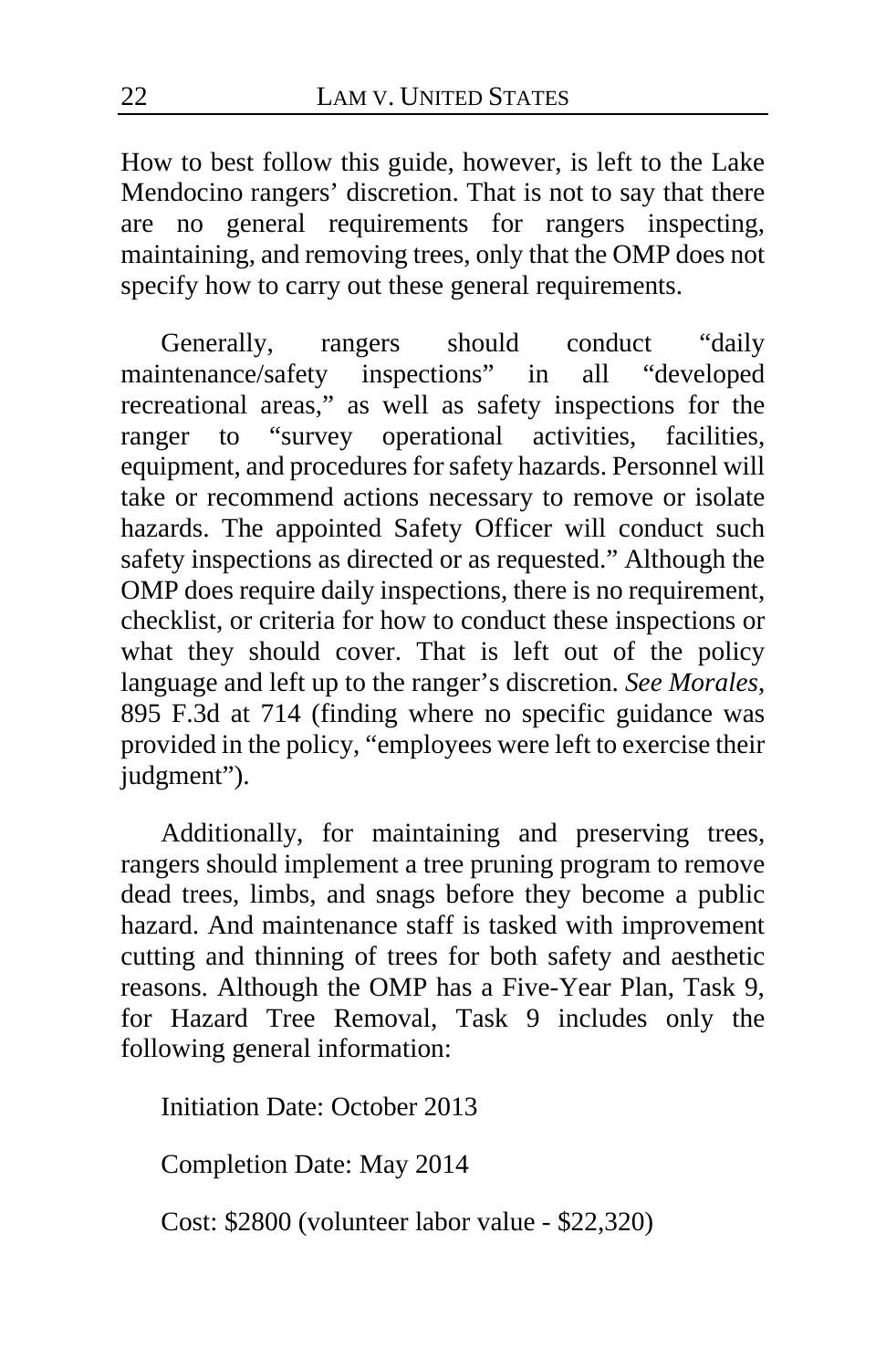How to best follow this guide, however, is left to the Lake Mendocino rangers' discretion. That is not to say that there are no general requirements for rangers inspecting, maintaining, and removing trees, only that the OMP does not specify how to carry out these general requirements.

Generally, rangers should conduct "daily maintenance/safety inspections" in all "developed recreational areas," as well as safety inspections for the ranger to "survey operational activities, facilities, equipment, and procedures for safety hazards. Personnel will take or recommend actions necessary to remove or isolate hazards. The appointed Safety Officer will conduct such safety inspections as directed or as requested." Although the OMP does require daily inspections, there is no requirement, checklist, or criteria for how to conduct these inspections or what they should cover. That is left out of the policy language and left up to the ranger's discretion. *See Morales*, 895 F.3d at 714 (finding where no specific guidance was provided in the policy, "employees were left to exercise their judgment").

Additionally, for maintaining and preserving trees, rangers should implement a tree pruning program to remove dead trees, limbs, and snags before they become a public hazard. And maintenance staff is tasked with improvement cutting and thinning of trees for both safety and aesthetic reasons. Although the OMP has a Five-Year Plan, Task 9, for Hazard Tree Removal, Task 9 includes only the following general information:

Initiation Date: October 2013

Completion Date: May 2014

Cost: $2800 (volunteer labor value - $22,320)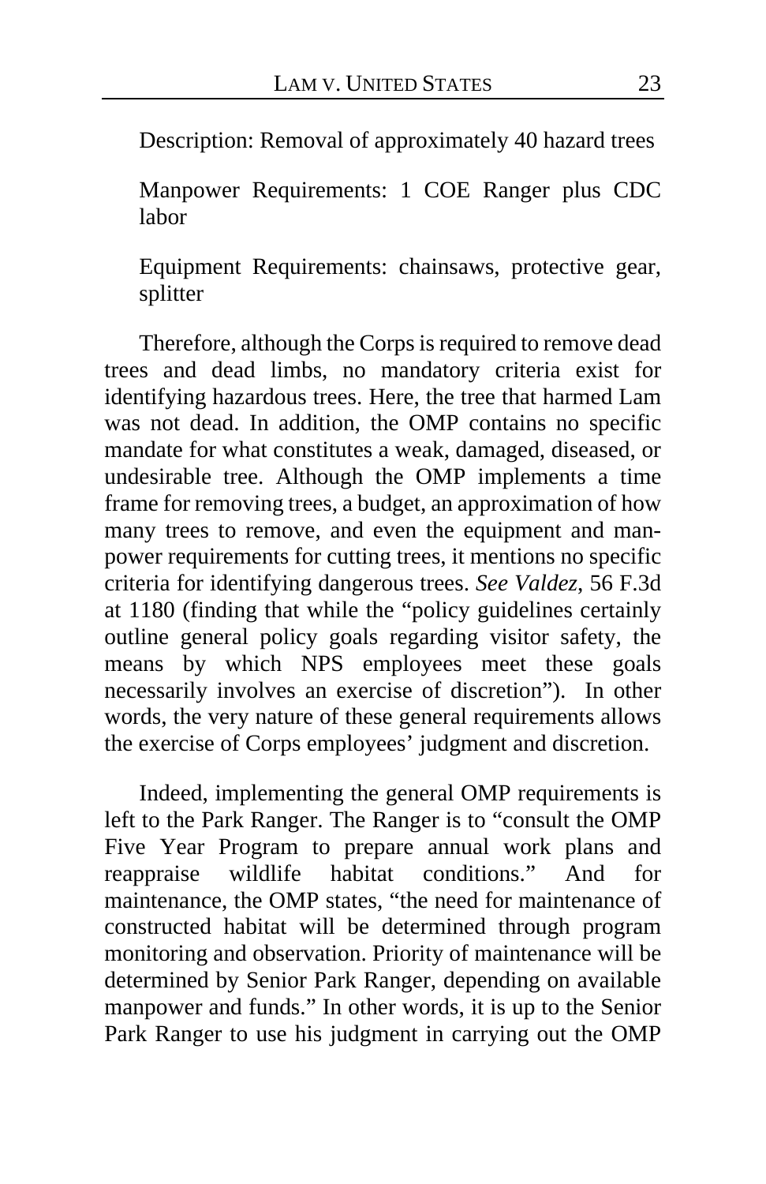Description: Removal of approximately 40 hazard trees

Manpower Requirements: 1 COE Ranger plus CDC labor

Equipment Requirements: chainsaws, protective gear, splitter

Therefore, although the Corps is required to remove dead trees and dead limbs, no mandatory criteria exist for identifying hazardous trees. Here, the tree that harmed Lam was not dead. In addition, the OMP contains no specific mandate for what constitutes a weak, damaged, diseased, or undesirable tree. Although the OMP implements a time frame for removing trees, a budget, an approximation of how many trees to remove, and even the equipment and manpower requirements for cutting trees, it mentions no specific criteria for identifying dangerous trees. *See Valdez*, 56 F.3d at 1180 (finding that while the "policy guidelines certainly outline general policy goals regarding visitor safety, the means by which NPS employees meet these goals necessarily involves an exercise of discretion"). In other words, the very nature of these general requirements allows the exercise of Corps employees' judgment and discretion.

Indeed, implementing the general OMP requirements is left to the Park Ranger. The Ranger is to "consult the OMP Five Year Program to prepare annual work plans and reappraise wildlife habitat conditions." And for maintenance, the OMP states, "the need for maintenance of constructed habitat will be determined through program monitoring and observation. Priority of maintenance will be determined by Senior Park Ranger, depending on available manpower and funds." In other words, it is up to the Senior Park Ranger to use his judgment in carrying out the OMP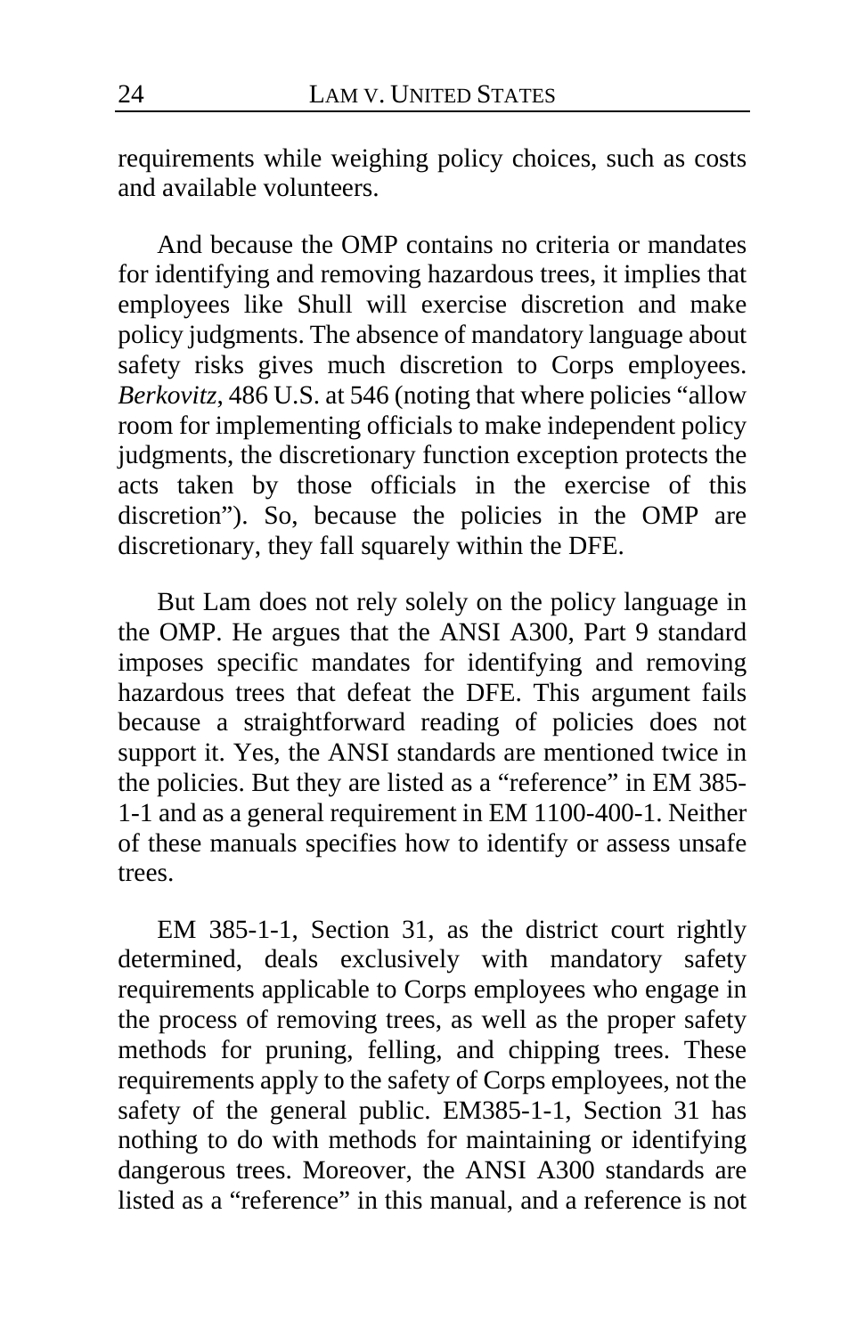requirements while weighing policy choices, such as costs and available volunteers.

And because the OMP contains no criteria or mandates for identifying and removing hazardous trees, it implies that employees like Shull will exercise discretion and make policy judgments. The absence of mandatory language about safety risks gives much discretion to Corps employees. *Berkovitz*, 486 U.S. at 546 (noting that where policies "allow room for implementing officials to make independent policy judgments, the discretionary function exception protects the acts taken by those officials in the exercise of this discretion"). So, because the policies in the OMP are discretionary, they fall squarely within the DFE.

But Lam does not rely solely on the policy language in the OMP. He argues that the ANSI A300, Part 9 standard imposes specific mandates for identifying and removing hazardous trees that defeat the DFE. This argument fails because a straightforward reading of policies does not support it. Yes, the ANSI standards are mentioned twice in the policies. But they are listed as a "reference" in EM 385-1-1 and as a general requirement in EM 1100-400-1. Neither of these manuals specifies how to identify or assess unsafe trees.

EM 385-1-1, Section 31, as the district court rightly determined, deals exclusively with mandatory safety requirements applicable to Corps employees who engage in the process of removing trees, as well as the proper safety methods for pruning, felling, and chipping trees. These requirements apply to the safety of Corps employees, not the safety of the general public. EM385-1-1, Section 31 has nothing to do with methods for maintaining or identifying dangerous trees. Moreover, the ANSI A300 standards are listed as a "reference" in this manual, and a reference is not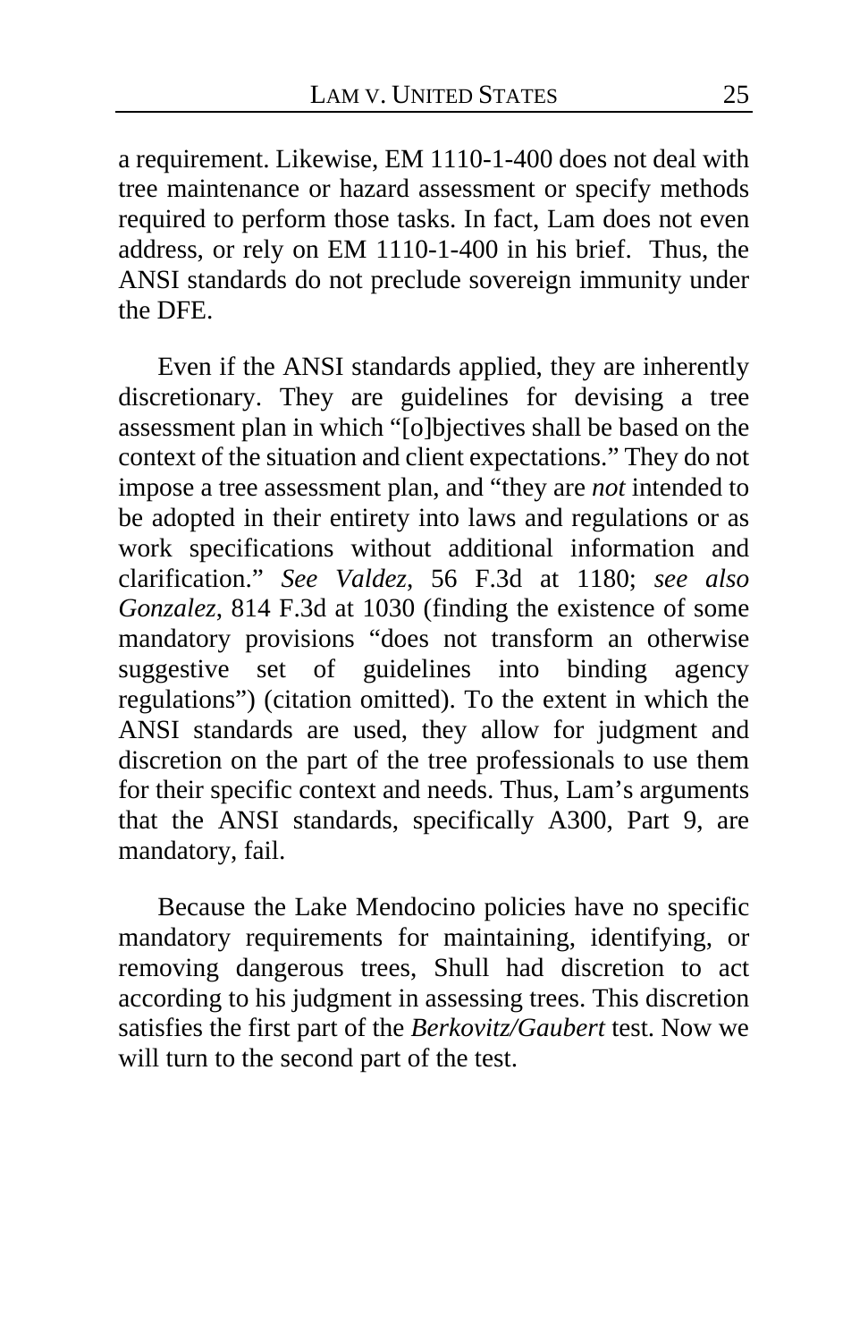a requirement. Likewise, EM 1110-1-400 does not deal with tree maintenance or hazard assessment or specify methods required to perform those tasks. In fact, Lam does not even address, or rely on EM 1110-1-400 in his brief. Thus, the ANSI standards do not preclude sovereign immunity under the DFE.

Even if the ANSI standards applied, they are inherently discretionary. They are guidelines for devising a tree assessment plan in which "[o]bjectives shall be based on the context of the situation and client expectations." They do not impose a tree assessment plan, and "they are *not* intended to be adopted in their entirety into laws and regulations or as work specifications without additional information and clarification." *See Valdez*, 56 F.3d at 1180; *see also Gonzalez*, 814 F.3d at 1030 (finding the existence of some mandatory provisions "does not transform an otherwise suggestive set of guidelines into binding agency regulations") (citation omitted). To the extent in which the ANSI standards are used, they allow for judgment and discretion on the part of the tree professionals to use them for their specific context and needs. Thus, Lam's arguments that the ANSI standards, specifically A300, Part 9, are mandatory, fail.

Because the Lake Mendocino policies have no specific mandatory requirements for maintaining, identifying, or removing dangerous trees, Shull had discretion to act according to his judgment in assessing trees. This discretion satisfies the first part of the *Berkovitz/Gaubert* test. Now we will turn to the second part of the test.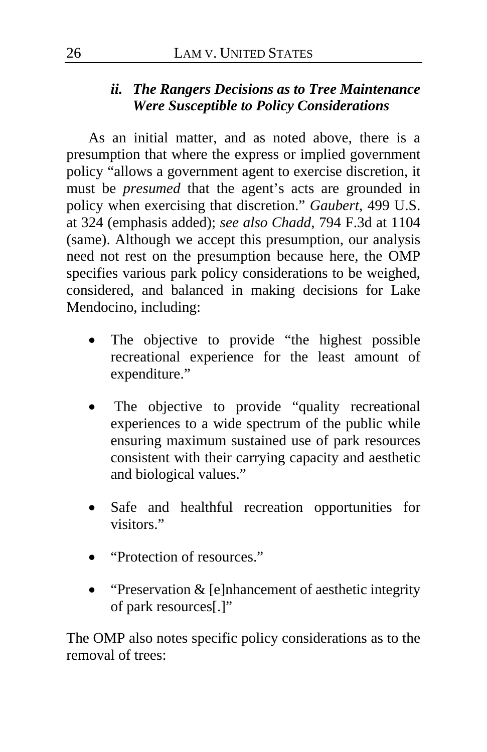### *ii. The Rangers Decisions as to Tree Maintenance Were Susceptible to Policy Considerations*

As an initial matter, and as noted above, there is a presumption that where the express or implied government policy "allows a government agent to exercise discretion, it must be *presumed* that the agent's acts are grounded in policy when exercising that discretion." *Gaubert*, 499 U.S. at 324 (emphasis added); *see also Chadd*, 794 F.3d at 1104 (same). Although we accept this presumption, our analysis need not rest on the presumption because here, the OMP specifies various park policy considerations to be weighed, considered, and balanced in making decisions for Lake Mendocino, including:

- The objective to provide "the highest possible recreational experience for the least amount of expenditure."
- The objective to provide "quality recreational experiences to a wide spectrum of the public while ensuring maximum sustained use of park resources consistent with their carrying capacity and aesthetic and biological values."
- Safe and healthful recreation opportunities for visitors."
- "Protection of resources."
- "Preservation & [e]nhancement of aesthetic integrity of park resources[.]"

The OMP also notes specific policy considerations as to the removal of trees: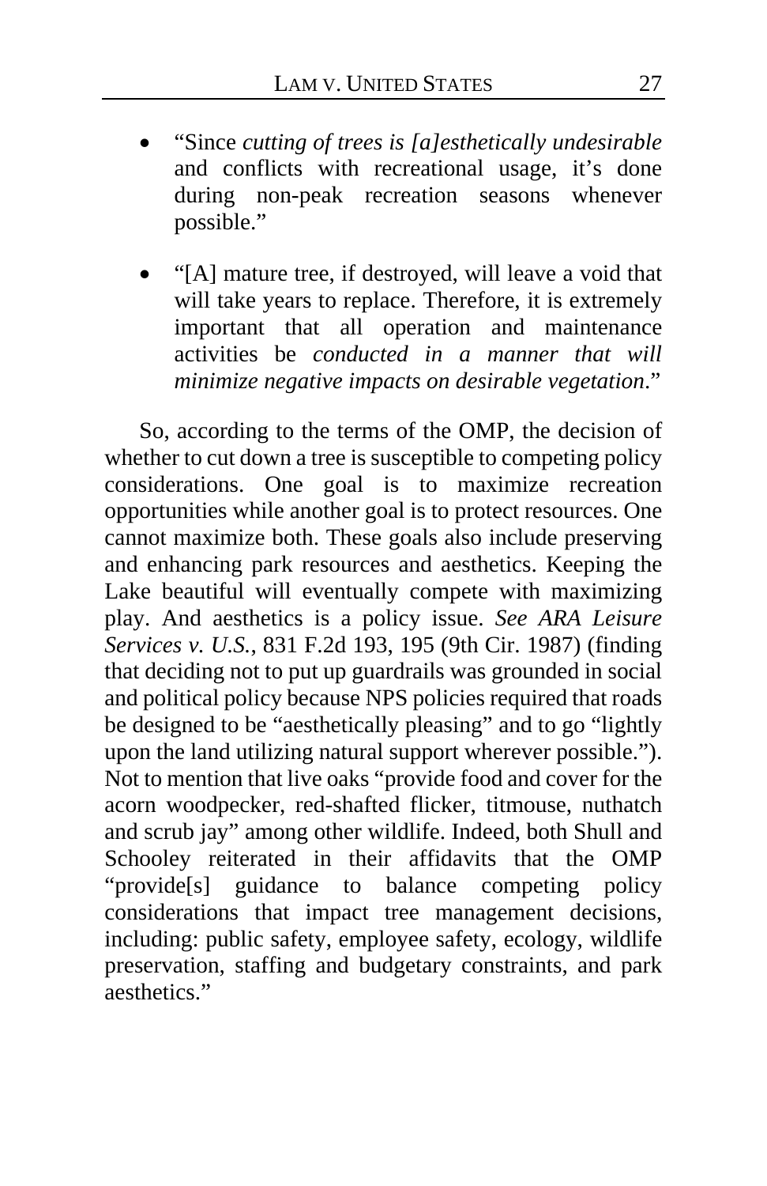- "Since *cutting of trees is [a]esthetically undesirable* and conflicts with recreational usage, it's done during non-peak recreation seasons whenever possible."

- "[A] mature tree, if destroyed, will leave a void that will take years to replace. Therefore, it is extremely important that all operation and maintenance activities be *conducted in a manner that will minimize negative impacts on desirable vegetation*."

So, according to the terms of the OMP, the decision of whether to cut down a tree is susceptible to competing policy considerations. One goal is to maximize recreation opportunities while another goal is to protect resources. One cannot maximize both. These goals also include preserving and enhancing park resources and aesthetics. Keeping the Lake beautiful will eventually compete with maximizing play. And aesthetics is a policy issue. *See ARA Leisure Services v. U.S.*, 831 F.2d 193, 195 (9th Cir. 1987) (finding that deciding not to put up guardrails was grounded in social and political policy because NPS policies required that roads be designed to be "aesthetically pleasing" and to go "lightly upon the land utilizing natural support wherever possible."). Not to mention that live oaks "provide food and cover for the acorn woodpecker, red-shafted flicker, titmouse, nuthatch and scrub jay" among other wildlife. Indeed, both Shull and Schooley reiterated in their affidavits that the OMP "provide[s] guidance to balance competing policy considerations that impact tree management decisions, including: public safety, employee safety, ecology, wildlife preservation, staffing and budgetary constraints, and park aesthetics."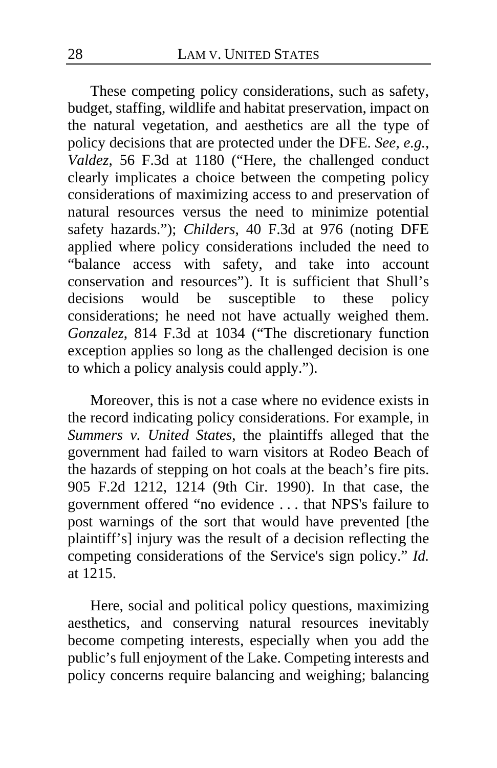These competing policy considerations, such as safety, budget, staffing, wildlife and habitat preservation, impact on the natural vegetation, and aesthetics are all the type of policy decisions that are protected under the DFE. *See, e.g.*, *Valdez*, 56 F.3d at 1180 ("Here, the challenged conduct clearly implicates a choice between the competing policy considerations of maximizing access to and preservation of natural resources versus the need to minimize potential safety hazards."); *Childers*, 40 F.3d at 976 (noting DFE applied where policy considerations included the need to "balance access with safety, and take into account conservation and resources"). It is sufficient that Shull's decisions would be susceptible to these policy considerations; he need not have actually weighed them. *Gonzalez*, 814 F.3d at 1034 ("The discretionary function exception applies so long as the challenged decision is one to which a policy analysis could apply.").

Moreover, this is not a case where no evidence exists in the record indicating policy considerations. For example, in *Summers v. United States*, the plaintiffs alleged that the government had failed to warn visitors at Rodeo Beach of the hazards of stepping on hot coals at the beach's fire pits. 905 F.2d 1212, 1214 (9th Cir. 1990). In that case, the government offered "no evidence . . . that NPS's failure to post warnings of the sort that would have prevented [the plaintiff's] injury was the result of a decision reflecting the competing considerations of the Service's sign policy." *Id.* at 1215.

Here, social and political policy questions, maximizing aesthetics, and conserving natural resources inevitably become competing interests, especially when you add the public's full enjoyment of the Lake. Competing interests and policy concerns require balancing and weighing; balancing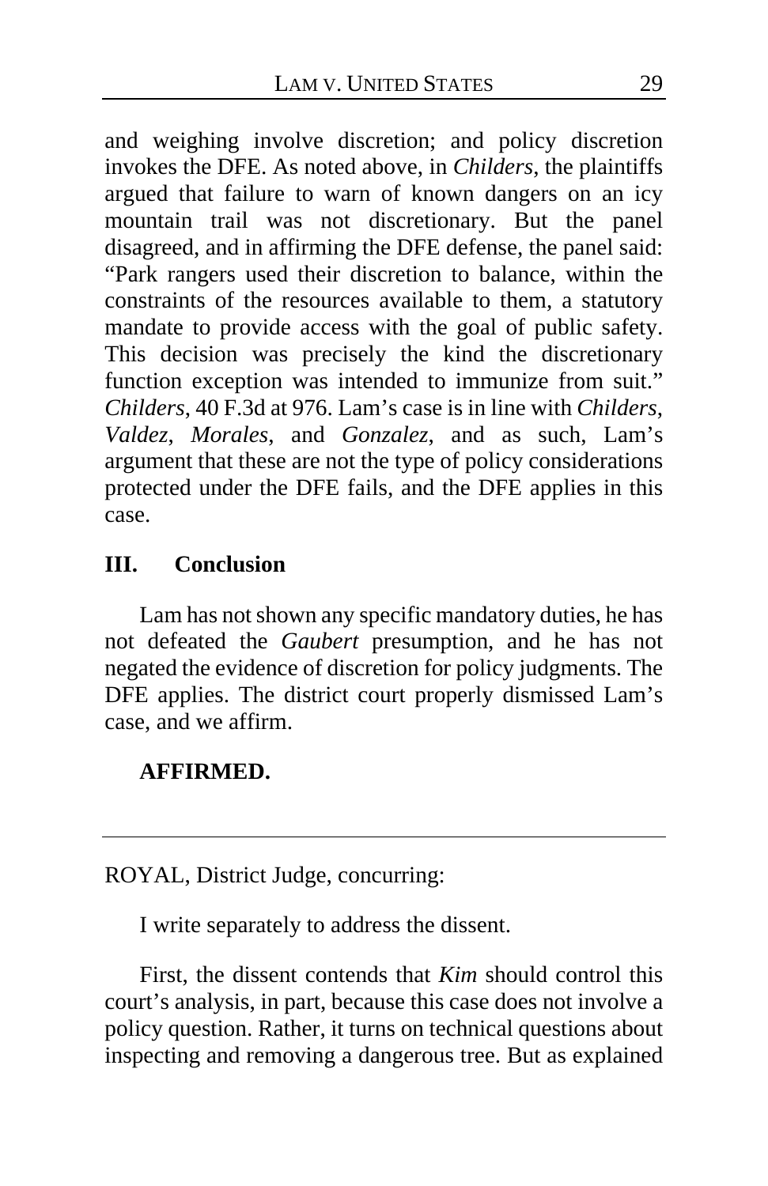and weighing involve discretion; and policy discretion invokes the DFE. As noted above, in *Childers*, the plaintiffs argued that failure to warn of known dangers on an icy mountain trail was not discretionary. But the panel disagreed, and in affirming the DFE defense, the panel said: "Park rangers used their discretion to balance, within the constraints of the resources available to them, a statutory mandate to provide access with the goal of public safety. This decision was precisely the kind the discretionary function exception was intended to immunize from suit." *Childers*, 40 F.3d at 976. Lam's case is in line with *Childers*, *Valdez*, *Morales*, and *Gonzalez*, and as such, Lam's argument that these are not the type of policy considerations protected under the DFE fails, and the DFE applies in this case.

## III. Conclusion

Lam has not shown any specific mandatory duties, he has not defeated the *Gaubert* presumption, and he has not negated the evidence of discretion for policy judgments. The DFE applies. The district court properly dismissed Lam's case, and we affirm.

**AFFIRMED.**

---

ROYAL, District Judge, concurring:

I write separately to address the dissent.

First, the dissent contends that *Kim* should control this court's analysis, in part, because this case does not involve a policy question. Rather, it turns on technical questions about inspecting and removing a dangerous tree. But as explained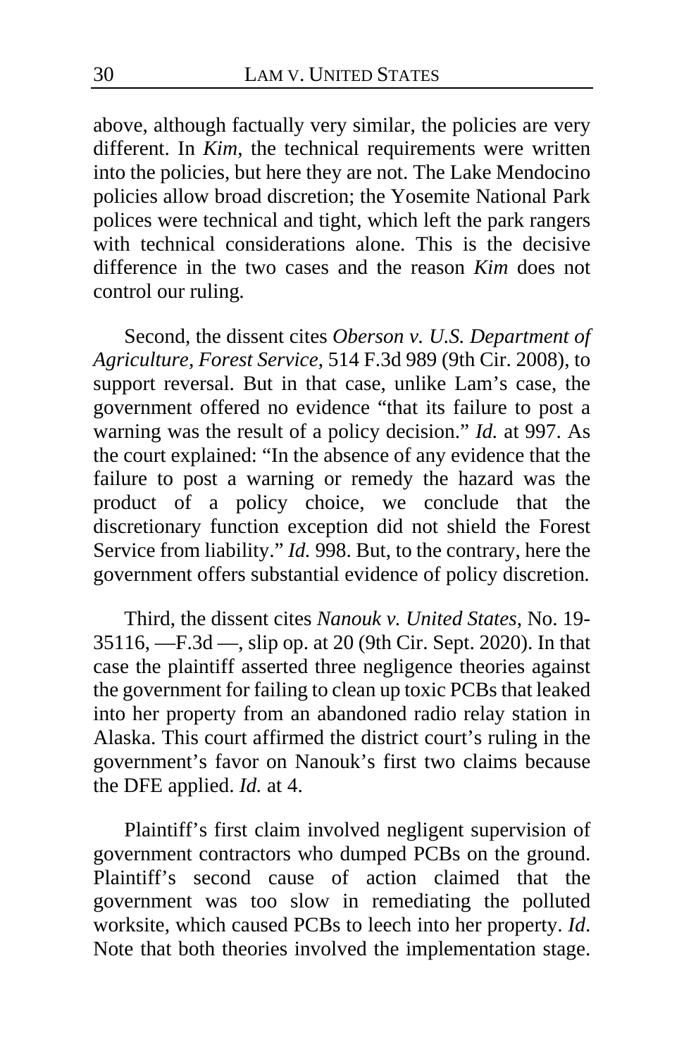above, although factually very similar, the policies are very different. In *Kim*, the technical requirements were written into the policies, but here they are not. The Lake Mendocino policies allow broad discretion; the Yosemite National Park polices were technical and tight, which left the park rangers with technical considerations alone. This is the decisive difference in the two cases and the reason *Kim* does not control our ruling.

Second, the dissent cites *Oberson v. U.S. Department of Agriculture, Forest Service*, 514 F.3d 989 (9th Cir. 2008), to support reversal. But in that case, unlike Lam's case, the government offered no evidence "that its failure to post a warning was the result of a policy decision." *Id.* at 997. As the court explained: "In the absence of any evidence that the failure to post a warning or remedy the hazard was the product of a policy choice, we conclude that the discretionary function exception did not shield the Forest Service from liability." *Id.* 998. But, to the contrary, here the government offers substantial evidence of policy discretion.

Third, the dissent cites *Nanouk v. United States*, No. 19-35116, —F.3d —, slip op. at 20 (9th Cir. Sept. 2020). In that case the plaintiff asserted three negligence theories against the government for failing to clean up toxic PCBs that leaked into her property from an abandoned radio relay station in Alaska. This court affirmed the district court's ruling in the government's favor on Nanouk's first two claims because the DFE applied. *Id.* at 4.

Plaintiff's first claim involved negligent supervision of government contractors who dumped PCBs on the ground. Plaintiff's second cause of action claimed that the government was too slow in remediating the polluted worksite, which caused PCBs to leech into her property. *Id.* Note that both theories involved the implementation stage.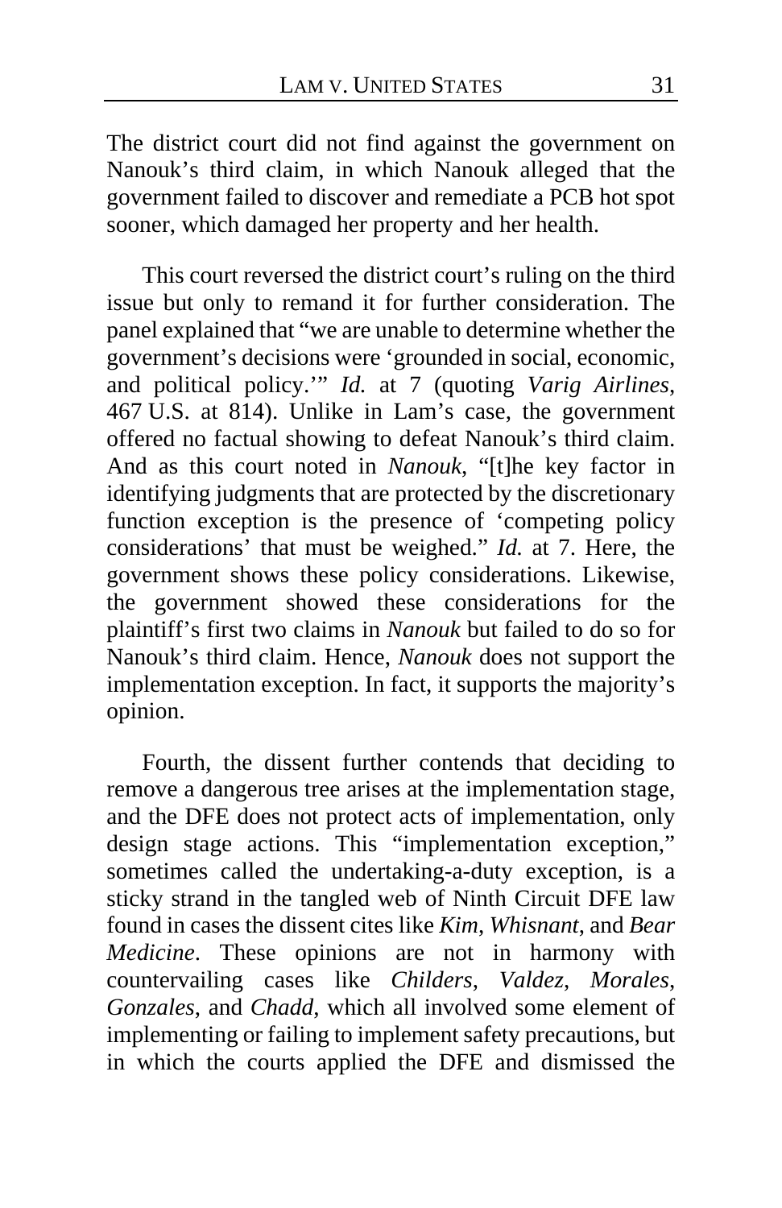The district court did not find against the government on Nanouk's third claim, in which Nanouk alleged that the government failed to discover and remediate a PCB hot spot sooner, which damaged her property and her health.

This court reversed the district court's ruling on the third issue but only to remand it for further consideration. The panel explained that "we are unable to determine whether the government's decisions were 'grounded in social, economic, and political policy.'" *Id.* at 7 (quoting *Varig Airlines*, 467 U.S. at 814). Unlike in Lam's case, the government offered no factual showing to defeat Nanouk's third claim. And as this court noted in *Nanouk*, "[t]he key factor in identifying judgments that are protected by the discretionary function exception is the presence of 'competing policy considerations' that must be weighed." *Id.* at 7. Here, the government shows these policy considerations. Likewise, the government showed these considerations for the plaintiff's first two claims in *Nanouk* but failed to do so for Nanouk's third claim. Hence, *Nanouk* does not support the implementation exception. In fact, it supports the majority's opinion.

Fourth, the dissent further contends that deciding to remove a dangerous tree arises at the implementation stage, and the DFE does not protect acts of implementation, only design stage actions. This "implementation exception," sometimes called the undertaking-a-duty exception, is a sticky strand in the tangled web of Ninth Circuit DFE law found in cases the dissent cites like *Kim*, *Whisnant*, and *Bear Medicine*. These opinions are not in harmony with countervailing cases like *Childers*, *Valdez*, *Morales*, *Gonzales*, and *Chadd*, which all involved some element of implementing or failing to implement safety precautions, but in which the courts applied the DFE and dismissed the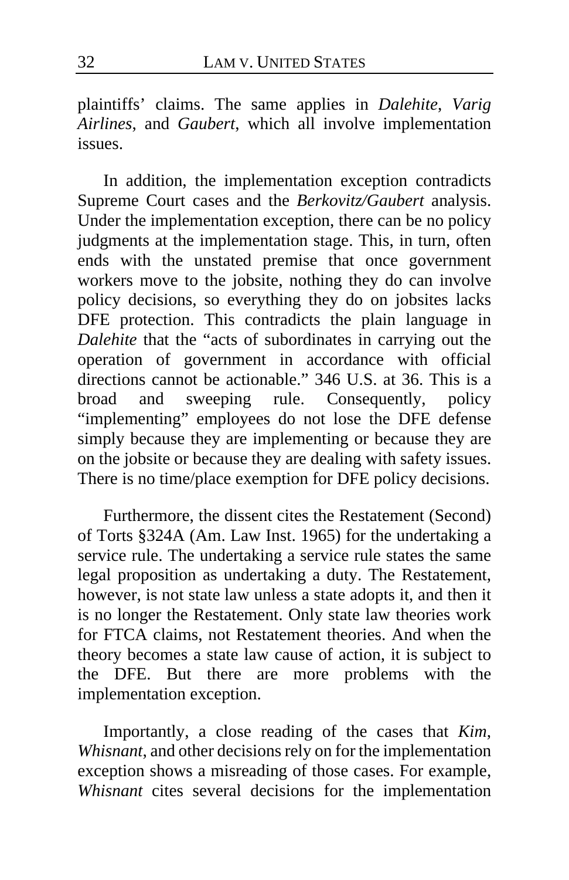plaintiffs' claims. The same applies in *Dalehite*, *Varig Airlines*, and *Gaubert*, which all involve implementation issues.

In addition, the implementation exception contradicts Supreme Court cases and the *Berkovitz/Gaubert* analysis. Under the implementation exception, there can be no policy judgments at the implementation stage. This, in turn, often ends with the unstated premise that once government workers move to the jobsite, nothing they do can involve policy decisions, so everything they do on jobsites lacks DFE protection. This contradicts the plain language in *Dalehite* that the "acts of subordinates in carrying out the operation of government in accordance with official directions cannot be actionable." 346 U.S. at 36. This is a broad and sweeping rule. Consequently, policy "implementing" employees do not lose the DFE defense simply because they are implementing or because they are on the jobsite or because they are dealing with safety issues. There is no time/place exemption for DFE policy decisions.

Furthermore, the dissent cites the Restatement (Second) of Torts §324A (Am. Law Inst. 1965) for the undertaking a service rule. The undertaking a service rule states the same legal proposition as undertaking a duty. The Restatement, however, is not state law unless a state adopts it, and then it is no longer the Restatement. Only state law theories work for FTCA claims, not Restatement theories. And when the theory becomes a state law cause of action, it is subject to the DFE. But there are more problems with the implementation exception.

Importantly, a close reading of the cases that *Kim*, *Whisnant*, and other decisions rely on for the implementation exception shows a misreading of those cases. For example, *Whisnant* cites several decisions for the implementation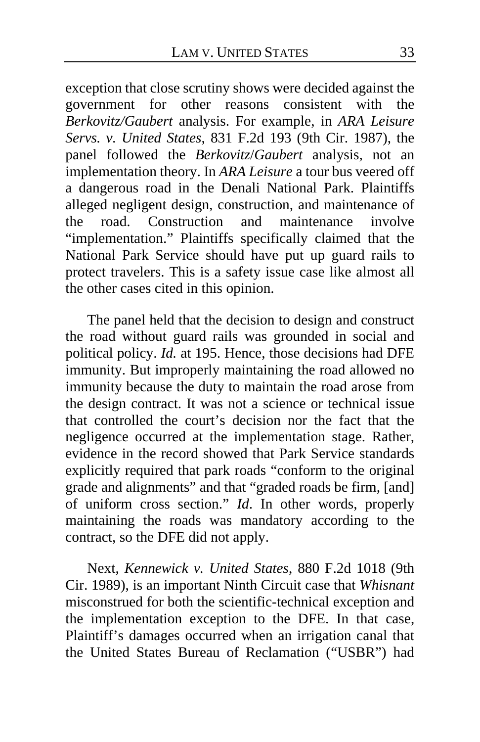exception that close scrutiny shows were decided against the government for other reasons consistent with the *Berkovitz/Gaubert* analysis. For example, in *ARA Leisure Servs. v. United States*, 831 F.2d 193 (9th Cir. 1987), the panel followed the *Berkovitz*/*Gaubert* analysis, not an implementation theory. In *ARA Leisure* a tour bus veered off a dangerous road in the Denali National Park. Plaintiffs alleged negligent design, construction, and maintenance of the road. Construction and maintenance involve "implementation." Plaintiffs specifically claimed that the National Park Service should have put up guard rails to protect travelers. This is a safety issue case like almost all the other cases cited in this opinion.

The panel held that the decision to design and construct the road without guard rails was grounded in social and political policy. *Id.* at 195. Hence, those decisions had DFE immunity. But improperly maintaining the road allowed no immunity because the duty to maintain the road arose from the design contract. It was not a science or technical issue that controlled the court's decision nor the fact that the negligence occurred at the implementation stage. Rather, evidence in the record showed that Park Service standards explicitly required that park roads "conform to the original grade and alignments" and that "graded roads be firm, [and] of uniform cross section." *Id*. In other words, properly maintaining the roads was mandatory according to the contract, so the DFE did not apply.

Next, *Kennewick v. United States*, 880 F.2d 1018 (9th Cir. 1989), is an important Ninth Circuit case that *Whisnant* misconstrued for both the scientific-technical exception and the implementation exception to the DFE. In that case, Plaintiff's damages occurred when an irrigation canal that the United States Bureau of Reclamation ("USBR") had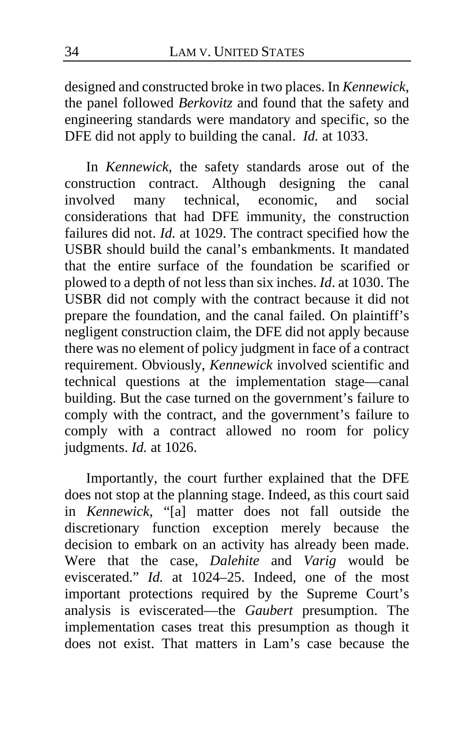designed and constructed broke in two places. In *Kennewick*, the panel followed *Berkovitz* and found that the safety and engineering standards were mandatory and specific, so the DFE did not apply to building the canal. *Id.* at 1033.

In *Kennewick*, the safety standards arose out of the construction contract. Although designing the canal involved many technical, economic, and social considerations that had DFE immunity, the construction failures did not. *Id.* at 1029. The contract specified how the USBR should build the canal's embankments. It mandated that the entire surface of the foundation be scarified or plowed to a depth of not less than six inches. *Id*. at 1030. The USBR did not comply with the contract because it did not prepare the foundation, and the canal failed. On plaintiff's negligent construction claim, the DFE did not apply because there was no element of policy judgment in face of a contract requirement. Obviously, *Kennewick* involved scientific and technical questions at the implementation stage—canal building. But the case turned on the government's failure to comply with the contract, and the government's failure to comply with a contract allowed no room for policy judgments. *Id.* at 1026.

Importantly, the court further explained that the DFE does not stop at the planning stage. Indeed, as this court said in *Kennewick*, "[a] matter does not fall outside the discretionary function exception merely because the decision to embark on an activity has already been made. Were that the case, *Dalehite* and *Varig* would be eviscerated." *Id.* at 1024–25. Indeed, one of the most important protections required by the Supreme Court's analysis is eviscerated—the *Gaubert* presumption. The implementation cases treat this presumption as though it does not exist. That matters in Lam's case because the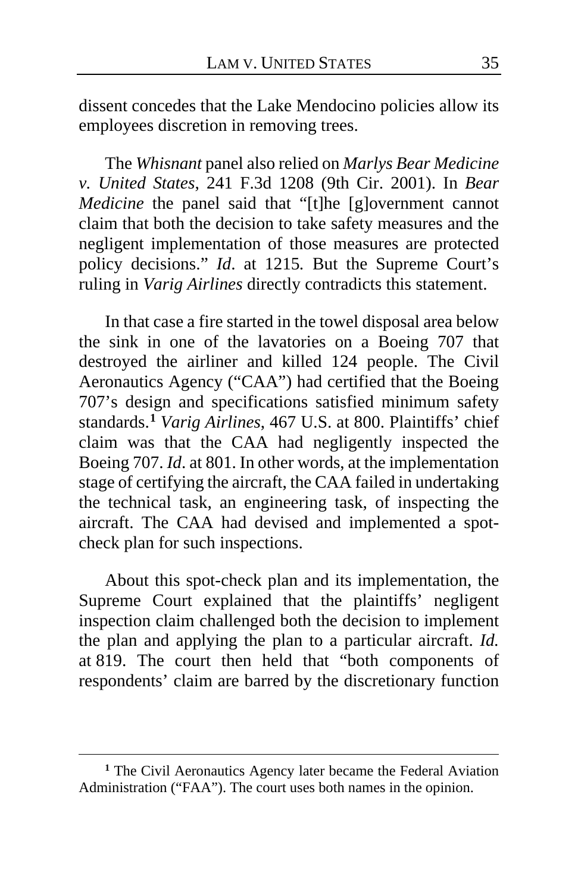dissent concedes that the Lake Mendocino policies allow its employees discretion in removing trees.

The *Whisnant* panel also relied on *Marlys Bear Medicine v. United States*, 241 F.3d 1208 (9th Cir. 2001). In *Bear Medicine* the panel said that "[t]he [g]overnment cannot claim that both the decision to take safety measures and the negligent implementation of those measures are protected policy decisions." *Id*. at 1215. But the Supreme Court's ruling in *Varig Airlines* directly contradicts this statement.

In that case a fire started in the towel disposal area below the sink in one of the lavatories on a Boeing 707 that destroyed the airliner and killed 124 people. The Civil Aeronautics Agency ("CAA") had certified that the Boeing 707's design and specifications satisfied minimum safety standards.[1] *Varig Airlines*, 467 U.S. at 800. Plaintiffs' chief claim was that the CAA had negligently inspected the Boeing 707. *Id*. at 801. In other words, at the implementation stage of certifying the aircraft, the CAA failed in undertaking the technical task, an engineering task, of inspecting the aircraft. The CAA had devised and implemented a spot-check plan for such inspections.

About this spot-check plan and its implementation, the Supreme Court explained that the plaintiffs' negligent inspection claim challenged both the decision to implement the plan and applying the plan to a particular aircraft. *Id.* at 819. The court then held that "both components of respondents' claim are barred by the discretionary function

---

[1] The Civil Aeronautics Agency later became the Federal Aviation Administration ("FAA"). The court uses both names in the opinion.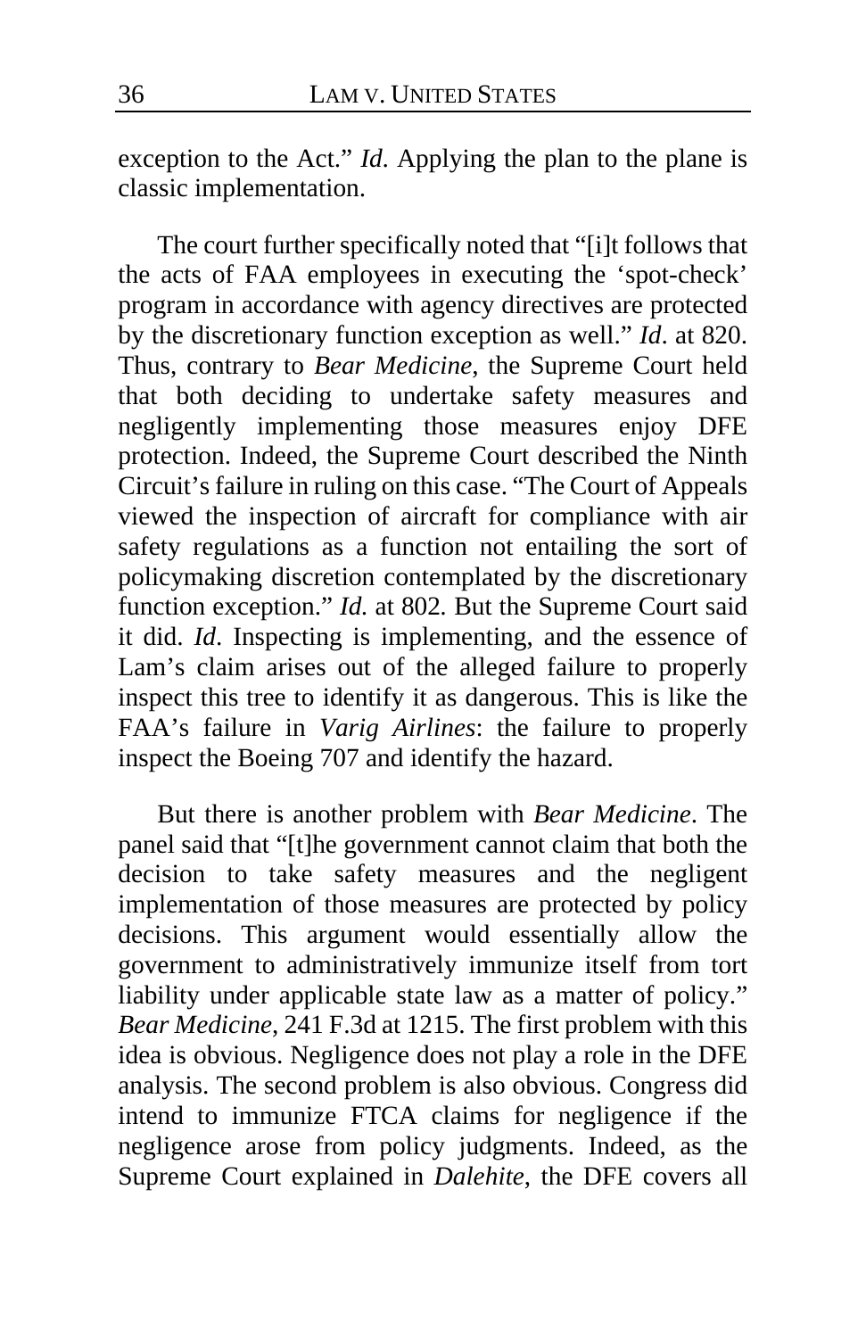exception to the Act." *Id*. Applying the plan to the plane is classic implementation.

The court further specifically noted that "[i]t follows that the acts of FAA employees in executing the 'spot-check' program in accordance with agency directives are protected by the discretionary function exception as well." *Id*. at 820. Thus, contrary to *Bear Medicine*, the Supreme Court held that both deciding to undertake safety measures and negligently implementing those measures enjoy DFE protection. Indeed, the Supreme Court described the Ninth Circuit's failure in ruling on this case. "The Court of Appeals viewed the inspection of aircraft for compliance with air safety regulations as a function not entailing the sort of policymaking discretion contemplated by the discretionary function exception." *Id.* at 802. But the Supreme Court said it did. *Id*. Inspecting is implementing, and the essence of Lam's claim arises out of the alleged failure to properly inspect this tree to identify it as dangerous. This is like the FAA's failure in *Varig Airlines*: the failure to properly inspect the Boeing 707 and identify the hazard.

But there is another problem with *Bear Medicine*. The panel said that "[t]he government cannot claim that both the decision to take safety measures and the negligent implementation of those measures are protected by policy decisions. This argument would essentially allow the government to administratively immunize itself from tort liability under applicable state law as a matter of policy." *Bear Medicine*, 241 F.3d at 1215. The first problem with this idea is obvious. Negligence does not play a role in the DFE analysis. The second problem is also obvious. Congress did intend to immunize FTCA claims for negligence if the negligence arose from policy judgments. Indeed, as the Supreme Court explained in *Dalehite*, the DFE covers all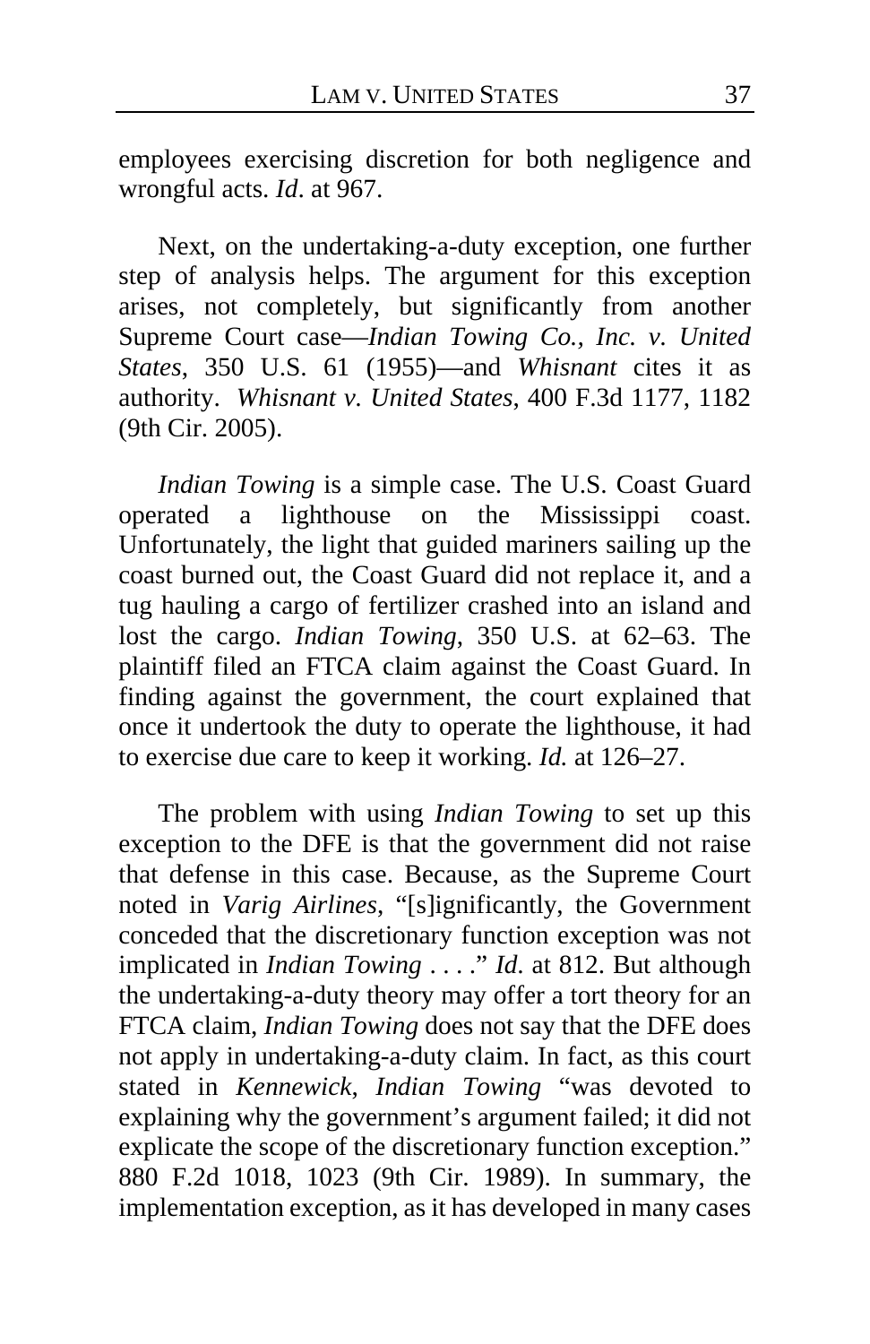employees exercising discretion for both negligence and wrongful acts. *Id*. at 967.

Next, on the undertaking-a-duty exception, one further step of analysis helps. The argument for this exception arises, not completely, but significantly from another Supreme Court case—*Indian Towing Co., Inc. v. United States*, 350 U.S. 61 (1955)—and *Whisnant* cites it as authority. *Whisnant v. United States*, 400 F.3d 1177, 1182 (9th Cir. 2005).

*Indian Towing* is a simple case. The U.S. Coast Guard operated a lighthouse on the Mississippi coast. Unfortunately, the light that guided mariners sailing up the coast burned out, the Coast Guard did not replace it, and a tug hauling a cargo of fertilizer crashed into an island and lost the cargo. *Indian Towing*, 350 U.S. at 62–63. The plaintiff filed an FTCA claim against the Coast Guard. In finding against the government, the court explained that once it undertook the duty to operate the lighthouse, it had to exercise due care to keep it working. *Id.* at 126–27.

The problem with using *Indian Towing* to set up this exception to the DFE is that the government did not raise that defense in this case. Because, as the Supreme Court noted in *Varig Airlines*, "[s]ignificantly, the Government conceded that the discretionary function exception was not implicated in *Indian Towing* . . . ." *Id.* at 812. But although the undertaking-a-duty theory may offer a tort theory for an FTCA claim, *Indian Towing* does not say that the DFE does not apply in undertaking-a-duty claim. In fact, as this court stated in *Kennewick*, *Indian Towing* "was devoted to explaining why the government's argument failed; it did not explicate the scope of the discretionary function exception." 880 F.2d 1018, 1023 (9th Cir. 1989). In summary, the implementation exception, as it has developed in many cases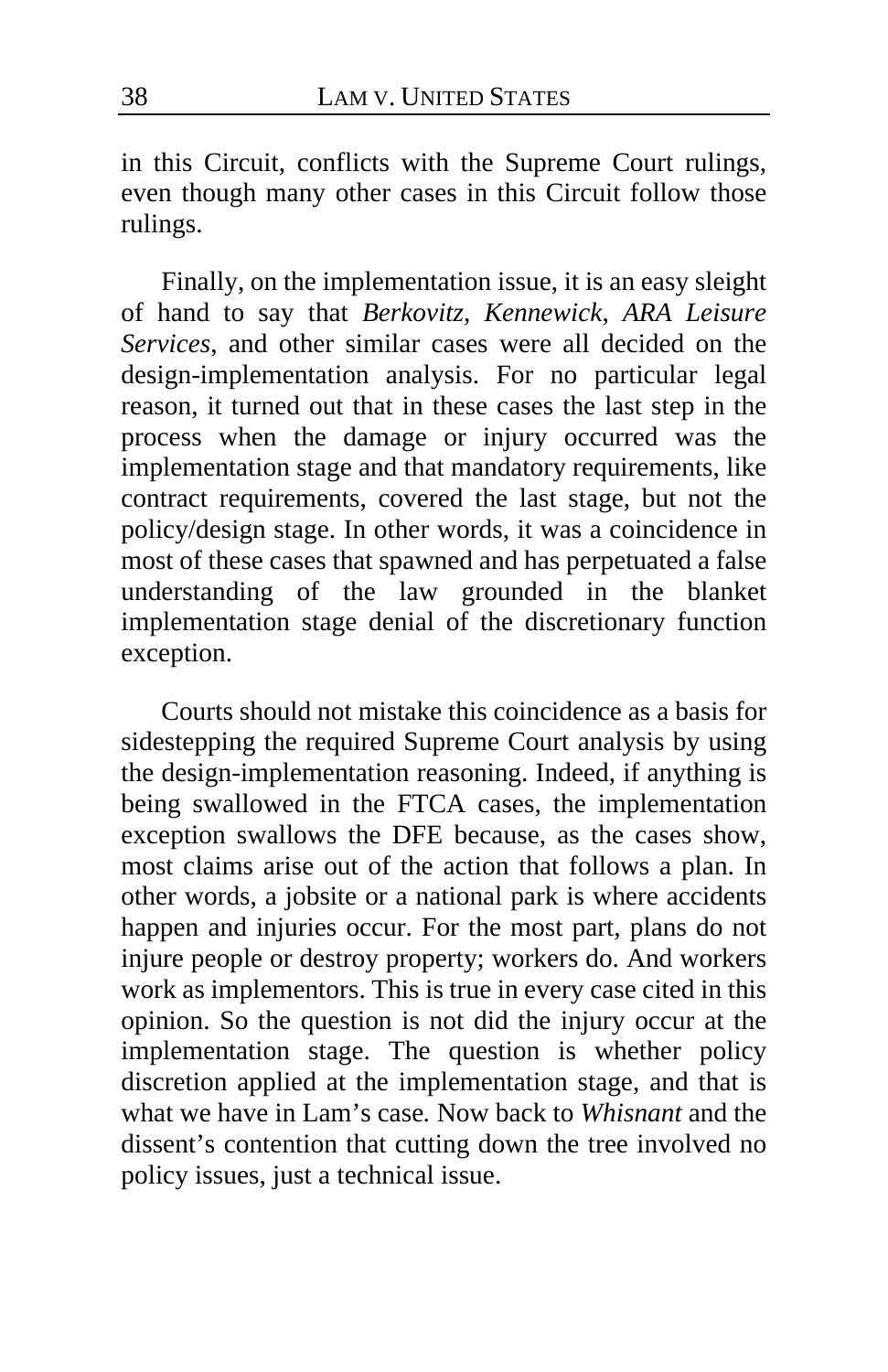in this Circuit, conflicts with the Supreme Court rulings, even though many other cases in this Circuit follow those rulings.

Finally, on the implementation issue, it is an easy sleight of hand to say that *Berkovitz*, *Kennewick*, *ARA Leisure Services*, and other similar cases were all decided on the design-implementation analysis. For no particular legal reason, it turned out that in these cases the last step in the process when the damage or injury occurred was the implementation stage and that mandatory requirements, like contract requirements, covered the last stage, but not the policy/design stage. In other words, it was a coincidence in most of these cases that spawned and has perpetuated a false understanding of the law grounded in the blanket implementation stage denial of the discretionary function exception.

Courts should not mistake this coincidence as a basis for sidestepping the required Supreme Court analysis by using the design-implementation reasoning. Indeed, if anything is being swallowed in the FTCA cases, the implementation exception swallows the DFE because, as the cases show, most claims arise out of the action that follows a plan. In other words, a jobsite or a national park is where accidents happen and injuries occur. For the most part, plans do not injure people or destroy property; workers do. And workers work as implementors. This is true in every case cited in this opinion. So the question is not did the injury occur at the implementation stage. The question is whether policy discretion applied at the implementation stage, and that is what we have in Lam's case. Now back to *Whisnant* and the dissent's contention that cutting down the tree involved no policy issues, just a technical issue.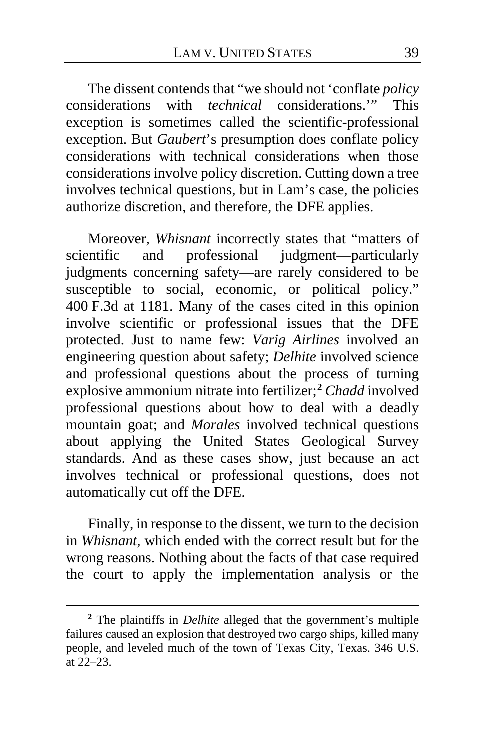The dissent contends that "we should not 'conflate *policy* considerations with *technical* considerations.'" This exception is sometimes called the scientific-professional exception. But *Gaubert*'s presumption does conflate policy considerations with technical considerations when those considerations involve policy discretion. Cutting down a tree involves technical questions, but in Lam's case, the policies authorize discretion, and therefore, the DFE applies.

Moreover, *Whisnant* incorrectly states that "matters of scientific and professional judgment—particularly judgments concerning safety—are rarely considered to be susceptible to social, economic, or political policy." 400 F.3d at 1181. Many of the cases cited in this opinion involve scientific or professional issues that the DFE protected. Just to name few: *Varig Airlines* involved an engineering question about safety; *Delhite* involved science and professional questions about the process of turning explosive ammonium nitrate into fertilizer;[2] *Chadd* involved professional questions about how to deal with a deadly mountain goat; and *Morales* involved technical questions about applying the United States Geological Survey standards. And as these cases show, just because an act involves technical or professional questions, does not automatically cut off the DFE.

Finally, in response to the dissent, we turn to the decision in *Whisnant*, which ended with the correct result but for the wrong reasons. Nothing about the facts of that case required the court to apply the implementation analysis or the

[2] The plaintiffs in *Delhite* alleged that the government's multiple failures caused an explosion that destroyed two cargo ships, killed many people, and leveled much of the town of Texas City, Texas. 346 U.S. at 22–23.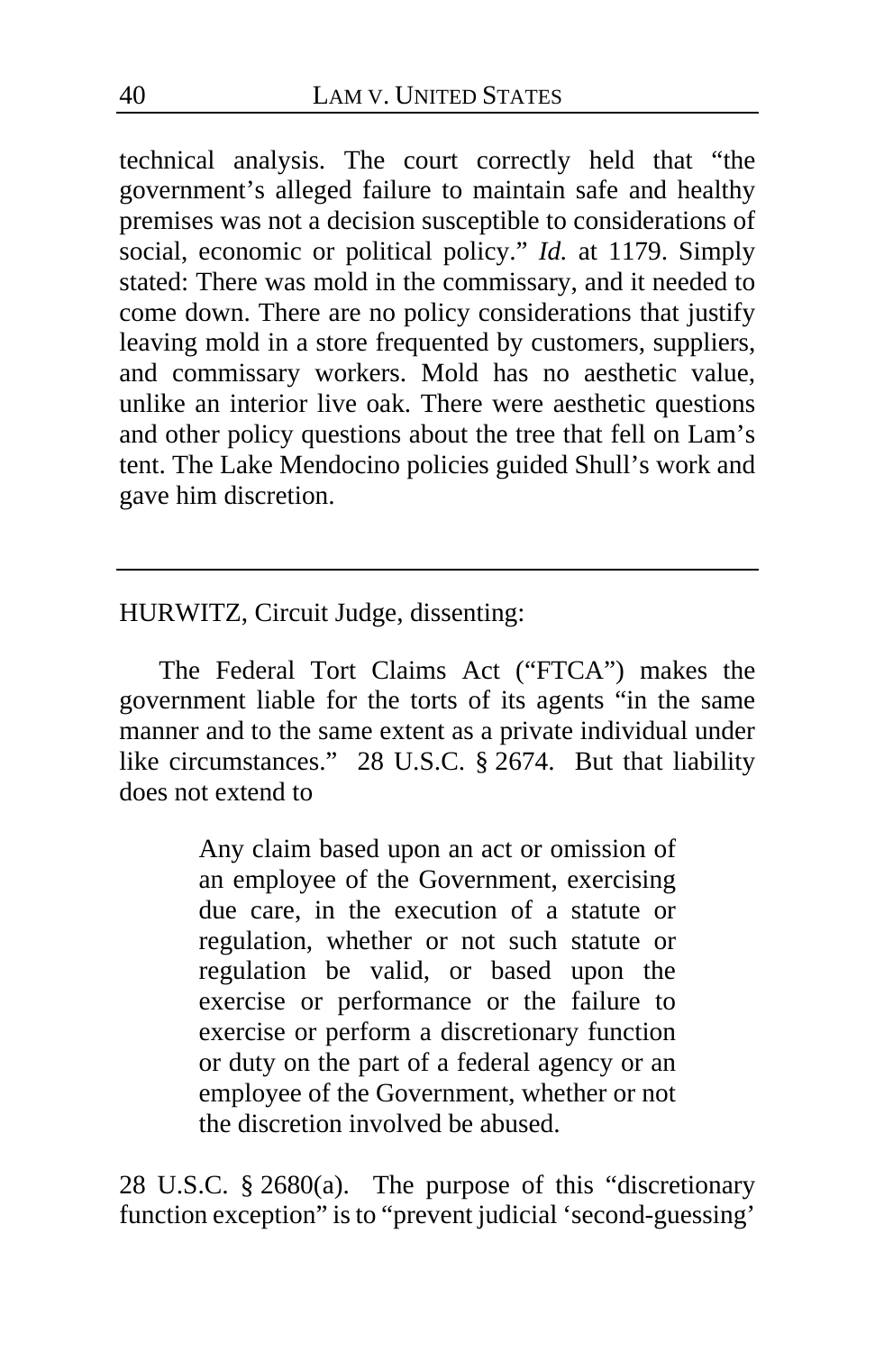technical analysis. The court correctly held that "the government's alleged failure to maintain safe and healthy premises was not a decision susceptible to considerations of social, economic or political policy." *Id.* at 1179. Simply stated: There was mold in the commissary, and it needed to come down. There are no policy considerations that justify leaving mold in a store frequented by customers, suppliers, and commissary workers. Mold has no aesthetic value, unlike an interior live oak. There were aesthetic questions and other policy questions about the tree that fell on Lam's tent. The Lake Mendocino policies guided Shull's work and gave him discretion.

---

HURWITZ, Circuit Judge, dissenting:

The Federal Tort Claims Act ("FTCA") makes the government liable for the torts of its agents "in the same manner and to the same extent as a private individual under like circumstances." 28 U.S.C. § 2674. But that liability does not extend to

> Any claim based upon an act or omission of an employee of the Government, exercising due care, in the execution of a statute or regulation, whether or not such statute or regulation be valid, or based upon the exercise or performance or the failure to exercise or perform a discretionary function or duty on the part of a federal agency or an employee of the Government, whether or not the discretion involved be abused.

28 U.S.C. § 2680(a). The purpose of this "discretionary function exception" is to "prevent judicial 'second-guessing'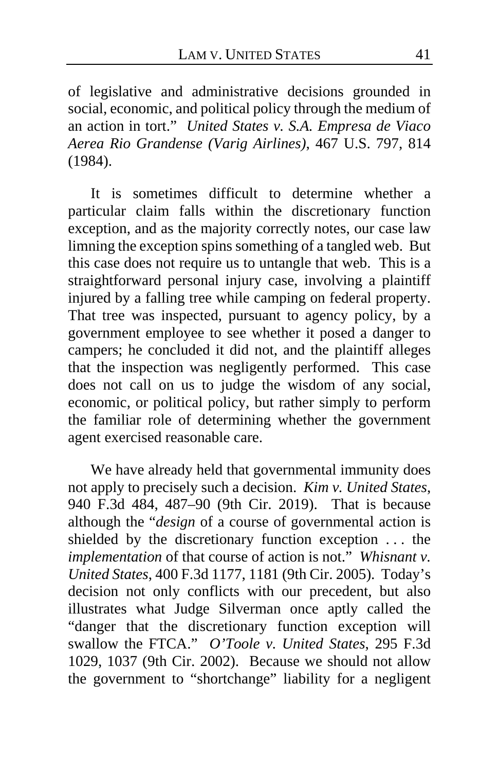of legislative and administrative decisions grounded in social, economic, and political policy through the medium of an action in tort." *United States v. S.A. Empresa de Viaco Aerea Rio Grandense (Varig Airlines)*, 467 U.S. 797, 814 (1984).

It is sometimes difficult to determine whether a particular claim falls within the discretionary function exception, and as the majority correctly notes, our case law limning the exception spins something of a tangled web. But this case does not require us to untangle that web. This is a straightforward personal injury case, involving a plaintiff injured by a falling tree while camping on federal property. That tree was inspected, pursuant to agency policy, by a government employee to see whether it posed a danger to campers; he concluded it did not, and the plaintiff alleges that the inspection was negligently performed. This case does not call on us to judge the wisdom of any social, economic, or political policy, but rather simply to perform the familiar role of determining whether the government agent exercised reasonable care.

We have already held that governmental immunity does not apply to precisely such a decision. *Kim v. United States*, 940 F.3d 484, 487–90 (9th Cir. 2019). That is because although the "*design* of a course of governmental action is shielded by the discretionary function exception . . . the *implementation* of that course of action is not." *Whisnant v. United States*, 400 F.3d 1177, 1181 (9th Cir. 2005). Today's decision not only conflicts with our precedent, but also illustrates what Judge Silverman once aptly called the "danger that the discretionary function exception will swallow the FTCA." *O'Toole v. United States*, 295 F.3d 1029, 1037 (9th Cir. 2002). Because we should not allow the government to "shortchange" liability for a negligent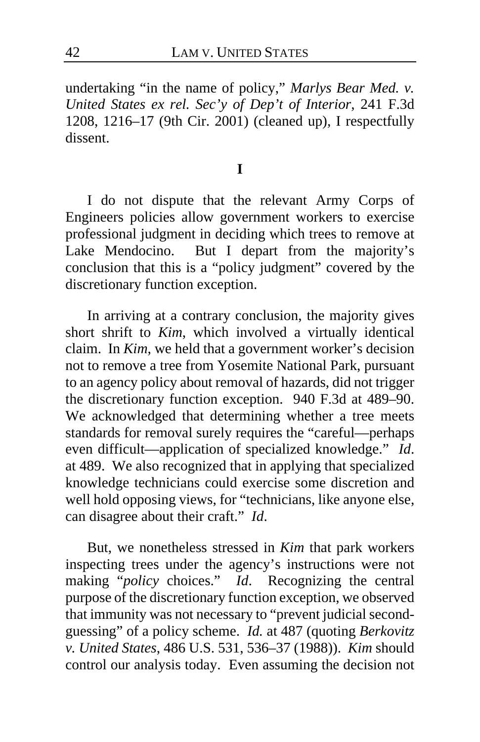undertaking "in the name of policy," *Marlys Bear Med. v. United States ex rel. Sec'y of Dep't of Interior*, 241 F.3d 1208, 1216–17 (9th Cir. 2001) (cleaned up), I respectfully dissent.

**I**

I do not dispute that the relevant Army Corps of Engineers policies allow government workers to exercise professional judgment in deciding which trees to remove at Lake Mendocino. But I depart from the majority's conclusion that this is a "policy judgment" covered by the discretionary function exception.

In arriving at a contrary conclusion, the majority gives short shrift to *Kim*, which involved a virtually identical claim. In *Kim*, we held that a government worker's decision not to remove a tree from Yosemite National Park, pursuant to an agency policy about removal of hazards, did not trigger the discretionary function exception. 940 F.3d at 489–90. We acknowledged that determining whether a tree meets standards for removal surely requires the "careful—perhaps even difficult—application of specialized knowledge." *Id*. at 489. We also recognized that in applying that specialized knowledge technicians could exercise some discretion and well hold opposing views, for "technicians, like anyone else, can disagree about their craft." *Id*.

But, we nonetheless stressed in *Kim* that park workers inspecting trees under the agency's instructions were not making "*policy* choices." *Id*. Recognizing the central purpose of the discretionary function exception, we observed that immunity was not necessary to "prevent judicial second-guessing" of a policy scheme. *Id.* at 487 (quoting *Berkovitz v. United States*, 486 U.S. 531, 536–37 (1988)). *Kim* should control our analysis today. Even assuming the decision not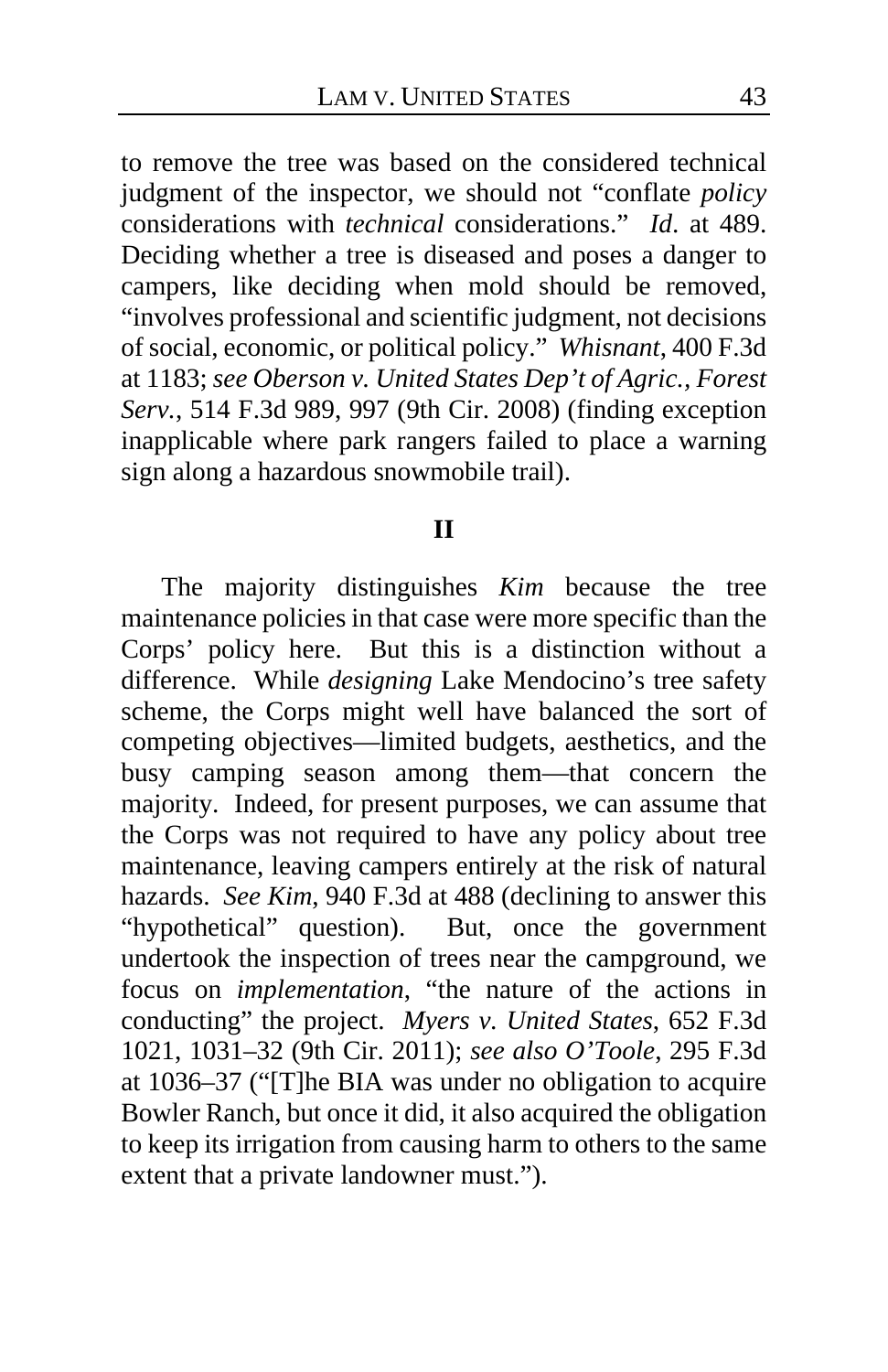to remove the tree was based on the considered technical judgment of the inspector, we should not "conflate *policy* considerations with *technical* considerations." *Id*. at 489. Deciding whether a tree is diseased and poses a danger to campers, like deciding when mold should be removed, "involves professional and scientific judgment, not decisions of social, economic, or political policy." *Whisnant*, 400 F.3d at 1183; *see Oberson v. United States Dep't of Agric., Forest Serv.*, 514 F.3d 989, 997 (9th Cir. 2008) (finding exception inapplicable where park rangers failed to place a warning sign along a hazardous snowmobile trail).

## II

The majority distinguishes *Kim* because the tree maintenance policies in that case were more specific than the Corps' policy here. But this is a distinction without a difference. While *designing* Lake Mendocino's tree safety scheme, the Corps might well have balanced the sort of competing objectives—limited budgets, aesthetics, and the busy camping season among them—that concern the majority. Indeed, for present purposes, we can assume that the Corps was not required to have any policy about tree maintenance, leaving campers entirely at the risk of natural hazards. *See Kim*, 940 F.3d at 488 (declining to answer this "hypothetical" question). But, once the government undertook the inspection of trees near the campground, we focus on *implementation*, "the nature of the actions in conducting" the project. *Myers v. United States*, 652 F.3d 1021, 1031–32 (9th Cir. 2011); *see also O'Toole*, 295 F.3d at 1036–37 ("[T]he BIA was under no obligation to acquire Bowler Ranch, but once it did, it also acquired the obligation to keep its irrigation from causing harm to others to the same extent that a private landowner must.").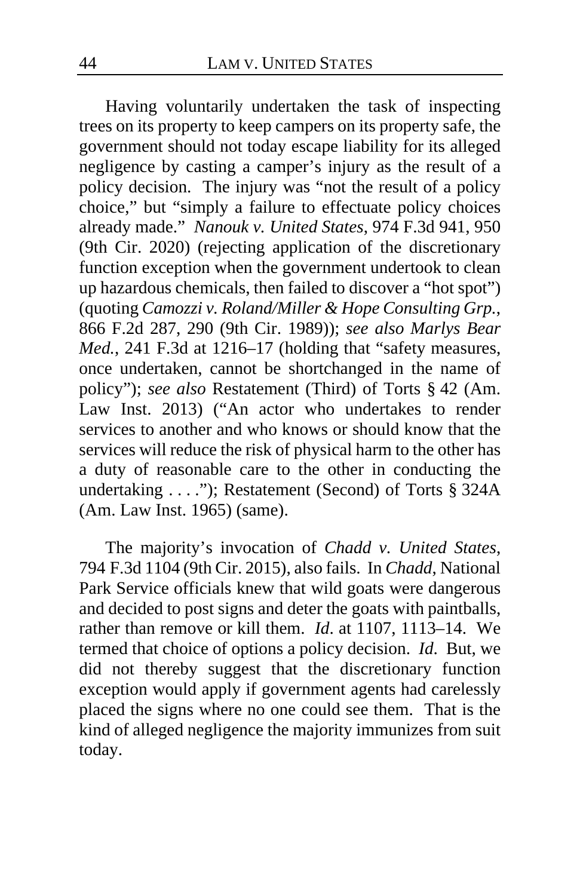Having voluntarily undertaken the task of inspecting trees on its property to keep campers on its property safe, the government should not today escape liability for its alleged negligence by casting a camper's injury as the result of a policy decision. The injury was "not the result of a policy choice," but "simply a failure to effectuate policy choices already made." *Nanouk v. United States*, 974 F.3d 941, 950 (9th Cir. 2020) (rejecting application of the discretionary function exception when the government undertook to clean up hazardous chemicals, then failed to discover a "hot spot") (quoting *Camozzi v. Roland/Miller & Hope Consulting Grp.*, 866 F.2d 287, 290 (9th Cir. 1989)); *see also Marlys Bear Med.*, 241 F.3d at 1216–17 (holding that "safety measures, once undertaken, cannot be shortchanged in the name of policy"); *see also* Restatement (Third) of Torts § 42 (Am. Law Inst. 2013) ("An actor who undertakes to render services to another and who knows or should know that the services will reduce the risk of physical harm to the other has a duty of reasonable care to the other in conducting the undertaking . . . ."); Restatement (Second) of Torts § 324A (Am. Law Inst. 1965) (same).

The majority's invocation of *Chadd v. United States*, 794 F.3d 1104 (9th Cir. 2015), also fails. In *Chadd*, National Park Service officials knew that wild goats were dangerous and decided to post signs and deter the goats with paintballs, rather than remove or kill them. *Id*. at 1107, 1113–14. We termed that choice of options a policy decision. *Id*. But, we did not thereby suggest that the discretionary function exception would apply if government agents had carelessly placed the signs where no one could see them. That is the kind of alleged negligence the majority immunizes from suit today.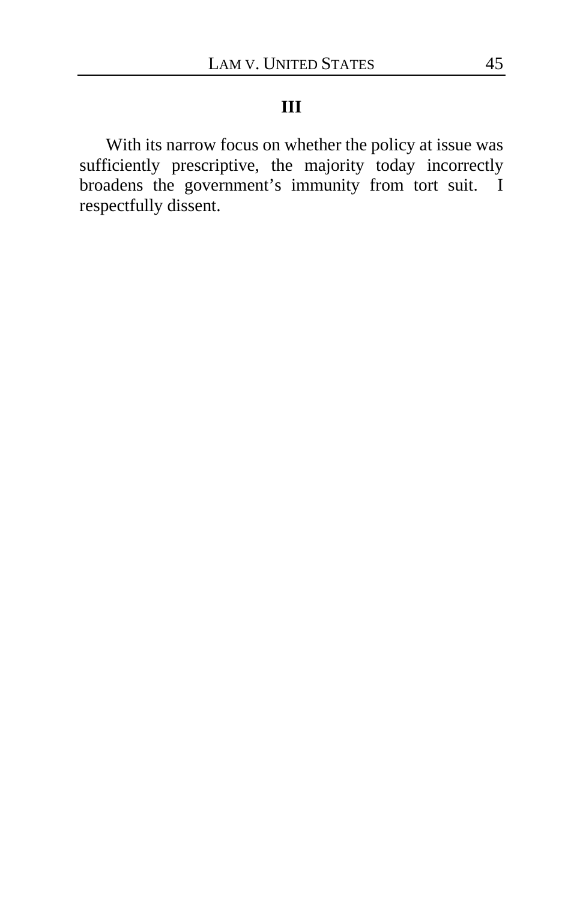## III

With its narrow focus on whether the policy at issue was sufficiently prescriptive, the majority today incorrectly broadens the government's immunity from tort suit. I respectfully dissent.